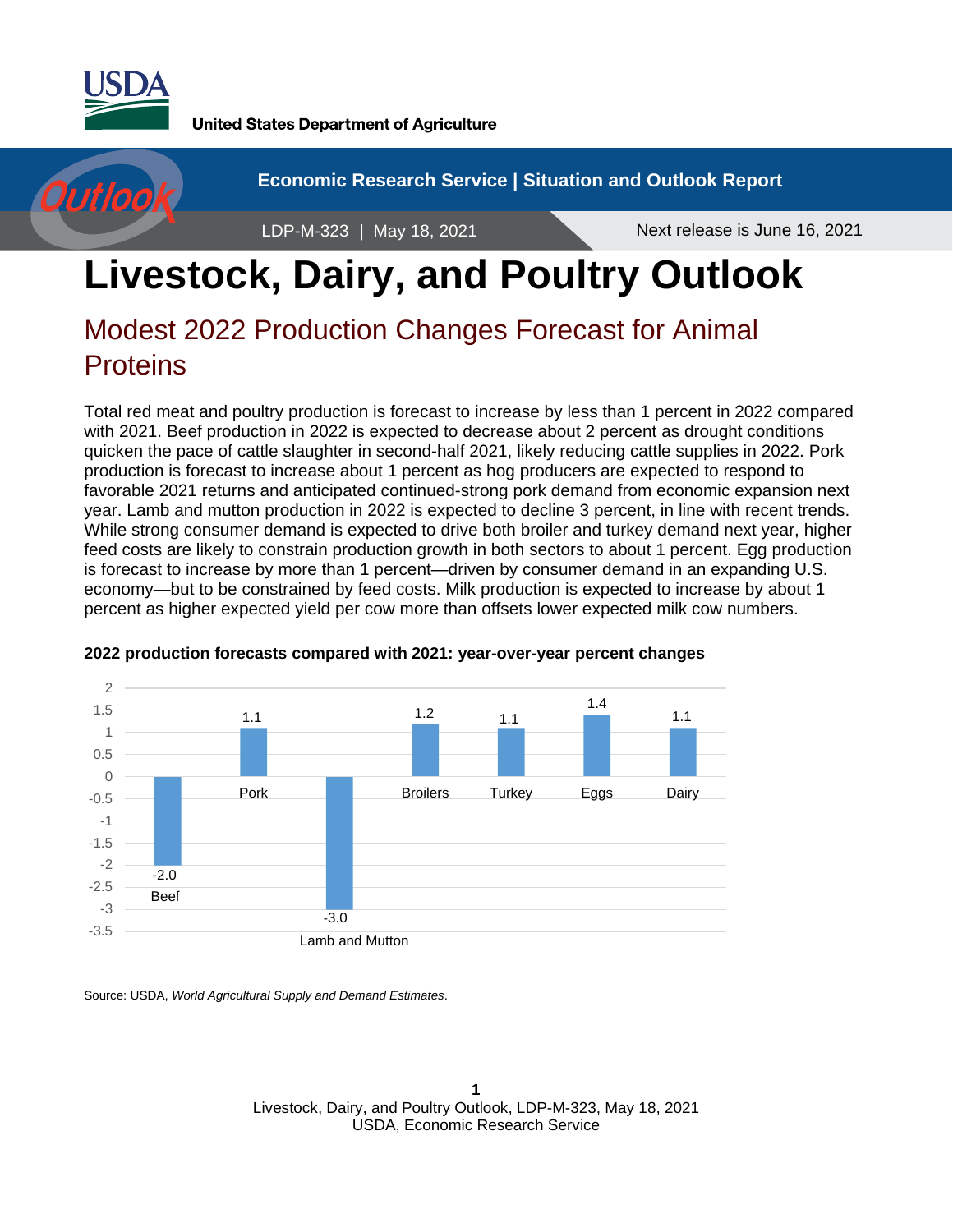USDA

United States Department of Agriculture

Economic Research Service | Situation and Outlook Report

LDP-M-323 | May 18, 2021

Next release is June 16, 2021

# Livestock, Dairy, and Poultry Outlook

## Modest 2022 Production Changes Forecast for Animal Proteins

Total red meat and poultry production is forecast to increase by less than 1 percent in 2022 compared with 2021. Beef production in 2022 is expected to decrease about 2 percent as drought conditions quicken the pace of cattle slaughter in second-half 2021, likely reducing cattle supplies in 2022. Pork production is forecast to increase about 1 percent as hog producers are expected to respond to favorable 2021 returns and anticipated continued-strong pork demand from economic expansion next year. Lamb and mutton production in 2022 is expected to decline 3 percent, in line with recent trends. While strong consumer demand is expected to drive both broiler and turkey demand next year, higher feed costs are likely to constrain production growth in both sectors to about 1 percent. Egg production is forecast to increase by more than 1 percent—driven by consumer demand in an expanding U.S. economy—but to be constrained by feed costs. Milk production is expected to increase by about 1 percent as higher expected yield per cow more than offsets lower expected milk cow numbers.

**2022 production forecasts compared with 2021: year-over-year percent changes**

| Commodity | Percent change |
|---|---|
| Beef | -2.0 |
| Pork | 1.1 |
| Lamb and Mutton | -3.0 |
| Broilers | 1.2 |
| Turkey | 1.1 |
| Eggs | 1.4 |
| Dairy | 1.1 |

Source: USDA, *World Agricultural Supply and Demand Estimates*.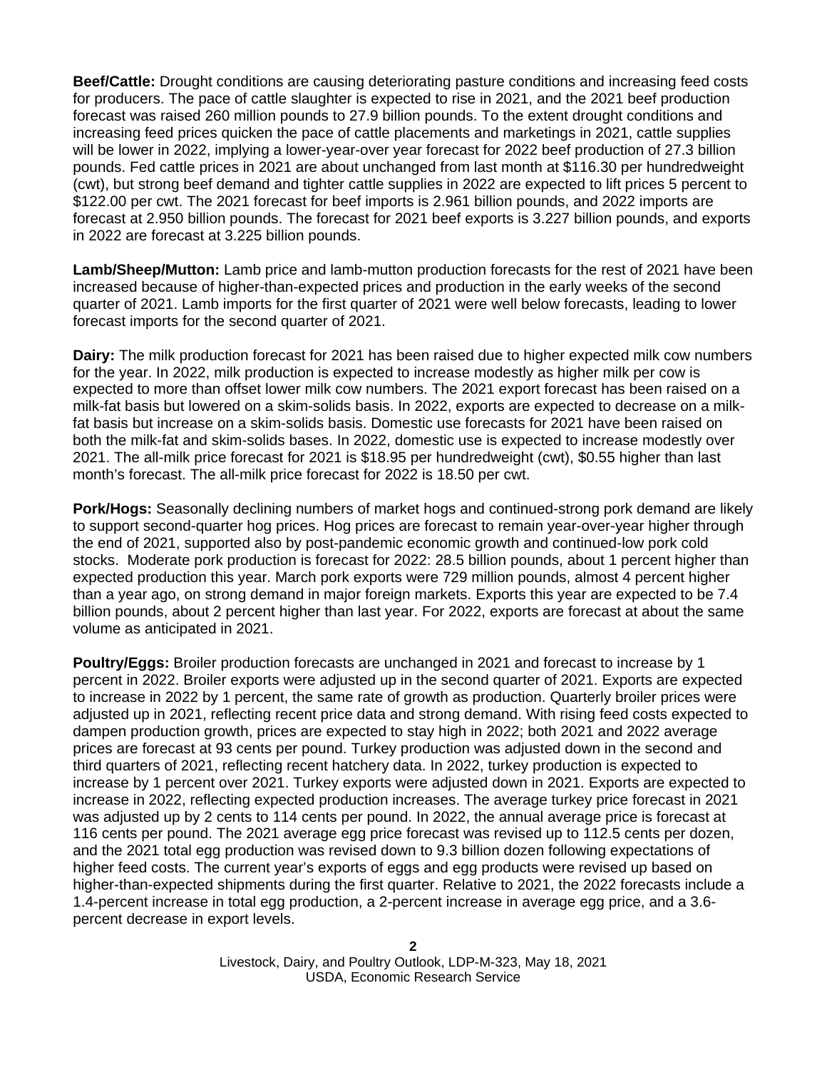**Beef/Cattle:** Drought conditions are causing deteriorating pasture conditions and increasing feed costs for producers. The pace of cattle slaughter is expected to rise in 2021, and the 2021 beef production forecast was raised 260 million pounds to 27.9 billion pounds. To the extent drought conditions and increasing feed prices quicken the pace of cattle placements and marketings in 2021, cattle supplies will be lower in 2022, implying a lower-year-over year forecast for 2022 beef production of 27.3 billion pounds. Fed cattle prices in 2021 are about unchanged from last month at $116.30 per hundredweight (cwt), but strong beef demand and tighter cattle supplies in 2022 are expected to lift prices 5 percent to $122.00 per cwt. The 2021 forecast for beef imports is 2.961 billion pounds, and 2022 imports are forecast at 2.950 billion pounds. The forecast for 2021 beef exports is 3.227 billion pounds, and exports in 2022 are forecast at 3.225 billion pounds.

**Lamb/Sheep/Mutton:** Lamb price and lamb-mutton production forecasts for the rest of 2021 have been increased because of higher-than-expected prices and production in the early weeks of the second quarter of 2021. Lamb imports for the first quarter of 2021 were well below forecasts, leading to lower forecast imports for the second quarter of 2021.

**Dairy:** The milk production forecast for 2021 has been raised due to higher expected milk cow numbers for the year. In 2022, milk production is expected to increase modestly as higher milk per cow is expected to more than offset lower milk cow numbers. The 2021 export forecast has been raised on a milk-fat basis but lowered on a skim-solids basis. In 2022, exports are expected to decrease on a milk-fat basis but increase on a skim-solids basis. Domestic use forecasts for 2021 have been raised on both the milk-fat and skim-solids bases. In 2022, domestic use is expected to increase modestly over 2021. The all-milk price forecast for 2021 is $18.95 per hundredweight (cwt), $0.55 higher than last month's forecast. The all-milk price forecast for 2022 is 18.50 per cwt.

**Pork/Hogs:** Seasonally declining numbers of market hogs and continued-strong pork demand are likely to support second-quarter hog prices. Hog prices are forecast to remain year-over-year higher through the end of 2021, supported also by post-pandemic economic growth and continued-low pork cold stocks. Moderate pork production is forecast for 2022: 28.5 billion pounds, about 1 percent higher than expected production this year. March pork exports were 729 million pounds, almost 4 percent higher than a year ago, on strong demand in major foreign markets. Exports this year are expected to be 7.4 billion pounds, about 2 percent higher than last year. For 2022, exports are forecast at about the same volume as anticipated in 2021.

**Poultry/Eggs:** Broiler production forecasts are unchanged in 2021 and forecast to increase by 1 percent in 2022. Broiler exports were adjusted up in the second quarter of 2021. Exports are expected to increase in 2022 by 1 percent, the same rate of growth as production. Quarterly broiler prices were adjusted up in 2021, reflecting recent price data and strong demand. With rising feed costs expected to dampen production growth, prices are expected to stay high in 2022; both 2021 and 2022 average prices are forecast at 93 cents per pound. Turkey production was adjusted down in the second and third quarters of 2021, reflecting recent hatchery data. In 2022, turkey production is expected to increase by 1 percent over 2021. Turkey exports were adjusted down in 2021. Exports are expected to increase in 2022, reflecting expected production increases. The average turkey price forecast in 2021 was adjusted up by 2 cents to 114 cents per pound. In 2022, the annual average price is forecast at 116 cents per pound. The 2021 average egg price forecast was revised up to 112.5 cents per dozen, and the 2021 total egg production was revised down to 9.3 billion dozen following expectations of higher feed costs. The current year's exports of eggs and egg products were revised up based on higher-than-expected shipments during the first quarter. Relative to 2021, the 2022 forecasts include a 1.4-percent increase in total egg production, a 2-percent increase in average egg price, and a 3.6-percent decrease in export levels.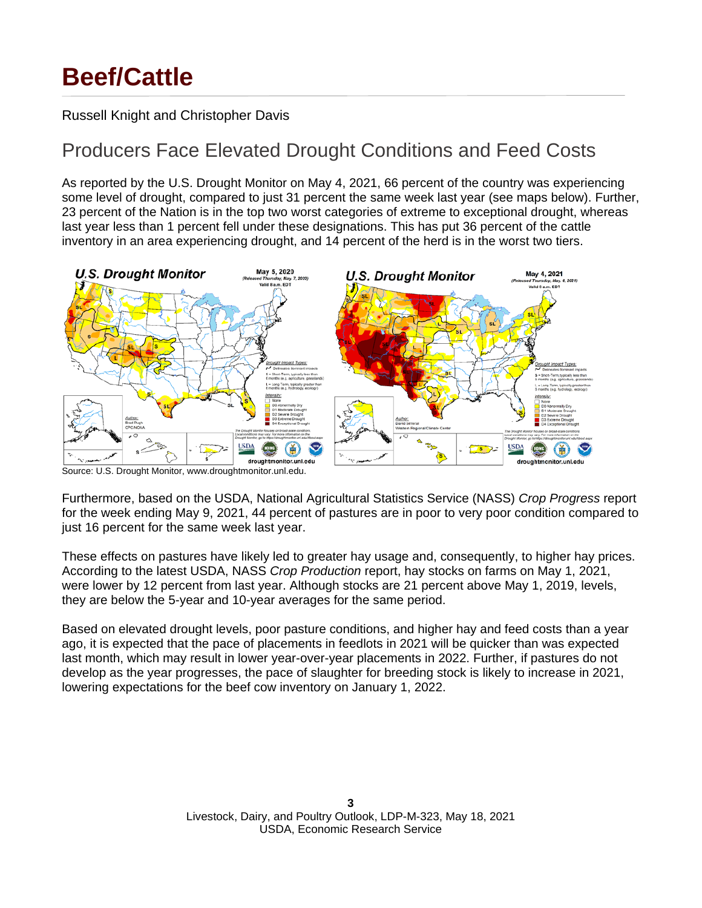# Beef/Cattle

Russell Knight and Christopher Davis

## Producers Face Elevated Drought Conditions and Feed Costs

As reported by the U.S. Drought Monitor on May 4, 2021, 66 percent of the country was experiencing some level of drought, compared to just 31 percent the same week last year (see maps below). Further, 23 percent of the Nation is in the top two worst categories of extreme to exceptional drought, whereas last year less than 1 percent fell under these designations. This has put 36 percent of the cattle inventory in an area experiencing drought, and 14 percent of the herd is in the worst two tiers.

Source: U.S. Drought Monitor, www.droughtmonitor.unl.edu.

Furthermore, based on the USDA, National Agricultural Statistics Service (NASS) *Crop Progress* report for the week ending May 9, 2021, 44 percent of pastures are in poor to very poor condition compared to just 16 percent for the same week last year.

These effects on pastures have likely led to greater hay usage and, consequently, to higher hay prices. According to the latest USDA, NASS *Crop Production* report, hay stocks on farms on May 1, 2021, were lower by 12 percent from last year. Although stocks are 21 percent above May 1, 2019, levels, they are below the 5-year and 10-year averages for the same period.

Based on elevated drought levels, poor pasture conditions, and higher hay and feed costs than a year ago, it is expected that the pace of placements in feedlots in 2021 will be quicker than was expected last month, which may result in lower year-over-year placements in 2022. Further, if pastures do not develop as the year progresses, the pace of slaughter for breeding stock is likely to increase in 2021, lowering expectations for the beef cow inventory on January 1, 2022.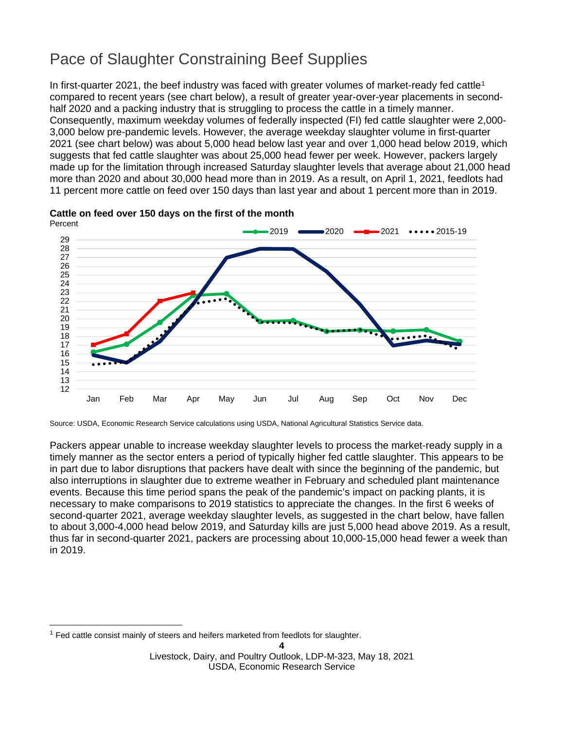# Pace of Slaughter Constraining Beef Supplies

In first-quarter 2021, the beef industry was faced with greater volumes of market-ready fed cattle[1] compared to recent years (see chart below), a result of greater year-over-year placements in second-half 2020 and a packing industry that is struggling to process the cattle in a timely manner. Consequently, maximum weekday volumes of federally inspected (FI) fed cattle slaughter were 2,000-3,000 below pre-pandemic levels. However, the average weekday slaughter volume in first-quarter 2021 (see chart below) was about 5,000 head below last year and over 1,000 head below 2019, which suggests that fed cattle slaughter was about 25,000 head fewer per week. However, packers largely made up for the limitation through increased Saturday slaughter levels that average about 21,000 head more than 2020 and about 30,000 head more than in 2019. As a result, on April 1, 2021, feedlots had 11 percent more cattle on feed over 150 days than last year and about 1 percent more than in 2019.

**Cattle on feed over 150 days on the first of the month**

Source: USDA, Economic Research Service calculations using USDA, National Agricultural Statistics Service data.

Packers appear unable to increase weekday slaughter levels to process the market-ready supply in a timely manner as the sector enters a period of typically higher fed cattle slaughter. This appears to be in part due to labor disruptions that packers have dealt with since the beginning of the pandemic, but also interruptions in slaughter due to extreme weather in February and scheduled plant maintenance events. Because this time period spans the peak of the pandemic's impact on packing plants, it is necessary to make comparisons to 2019 statistics to appreciate the changes. In the first 6 weeks of second-quarter 2021, average weekday slaughter levels, as suggested in the chart below, have fallen to about 3,000-4,000 head below 2019, and Saturday kills are just 5,000 head above 2019. As a result, thus far in second-quarter 2021, packers are processing about 10,000-15,000 head fewer a week than in 2019.

[1] Fed cattle consist mainly of steers and heifers marketed from feedlots for slaughter.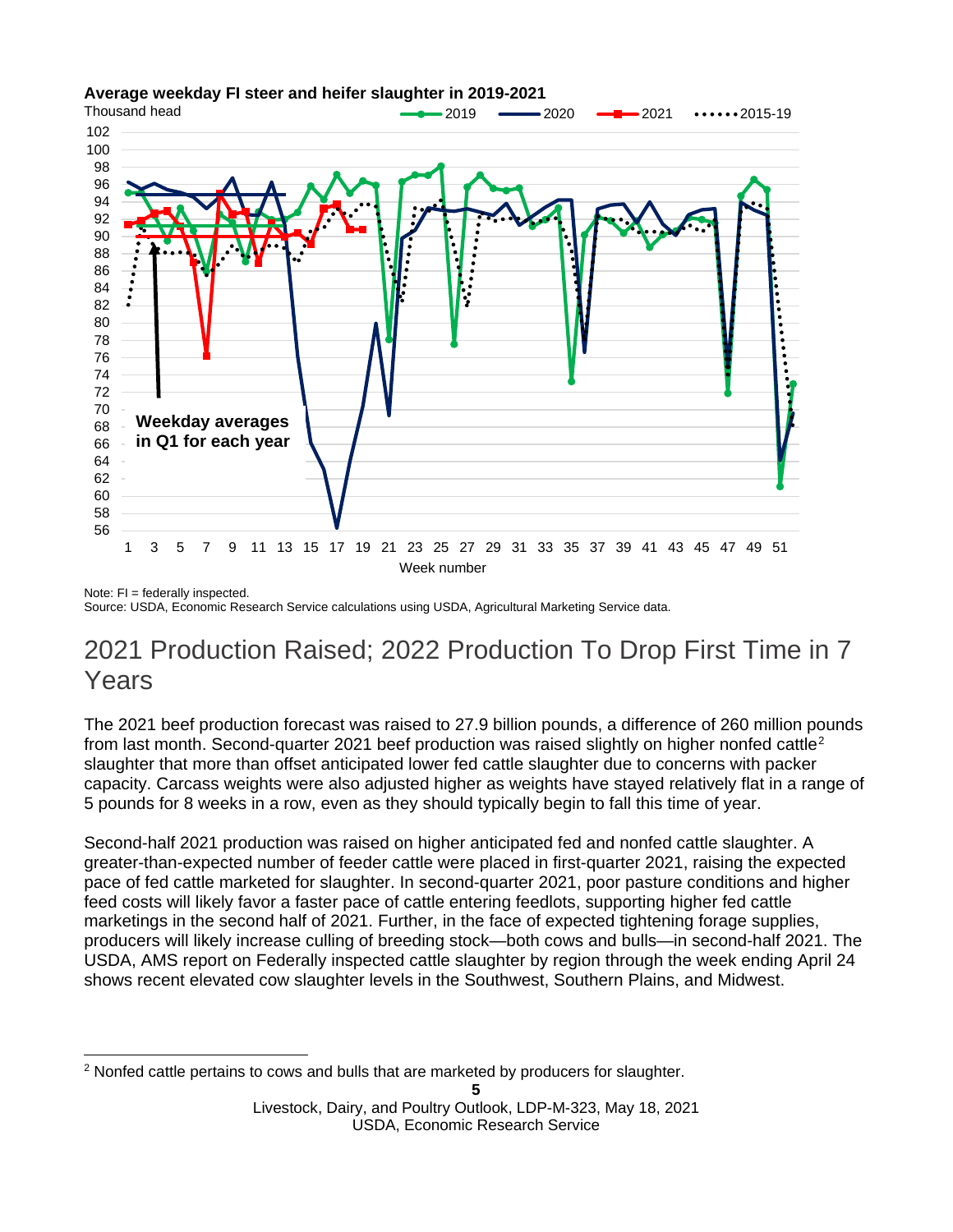**Average weekday FI steer and heifer slaughter in 2019-2021**

Note: FI = federally inspected.
Source: USDA, Economic Research Service calculations using USDA, Agricultural Marketing Service data.

## 2021 Production Raised; 2022 Production To Drop First Time in 7 Years

The 2021 beef production forecast was raised to 27.9 billion pounds, a difference of 260 million pounds from last month. Second-quarter 2021 beef production was raised slightly on higher nonfed cattle[2] slaughter that more than offset anticipated lower fed cattle slaughter due to concerns with packer capacity. Carcass weights were also adjusted higher as weights have stayed relatively flat in a range of 5 pounds for 8 weeks in a row, even as they should typically begin to fall this time of year.

Second-half 2021 production was raised on higher anticipated fed and nonfed cattle slaughter. A greater-than-expected number of feeder cattle were placed in first-quarter 2021, raising the expected pace of fed cattle marketed for slaughter. In second-quarter 2021, poor pasture conditions and higher feed costs will likely favor a faster pace of cattle entering feedlots, supporting higher fed cattle marketings in the second half of 2021. Further, in the face of expected tightening forage supplies, producers will likely increase culling of breeding stock—both cows and bulls—in second-half 2021. The USDA, AMS report on Federally inspected cattle slaughter by region through the week ending April 24 shows recent elevated cow slaughter levels in the Southwest, Southern Plains, and Midwest.

[2] Nonfed cattle pertains to cows and bulls that are marketed by producers for slaughter.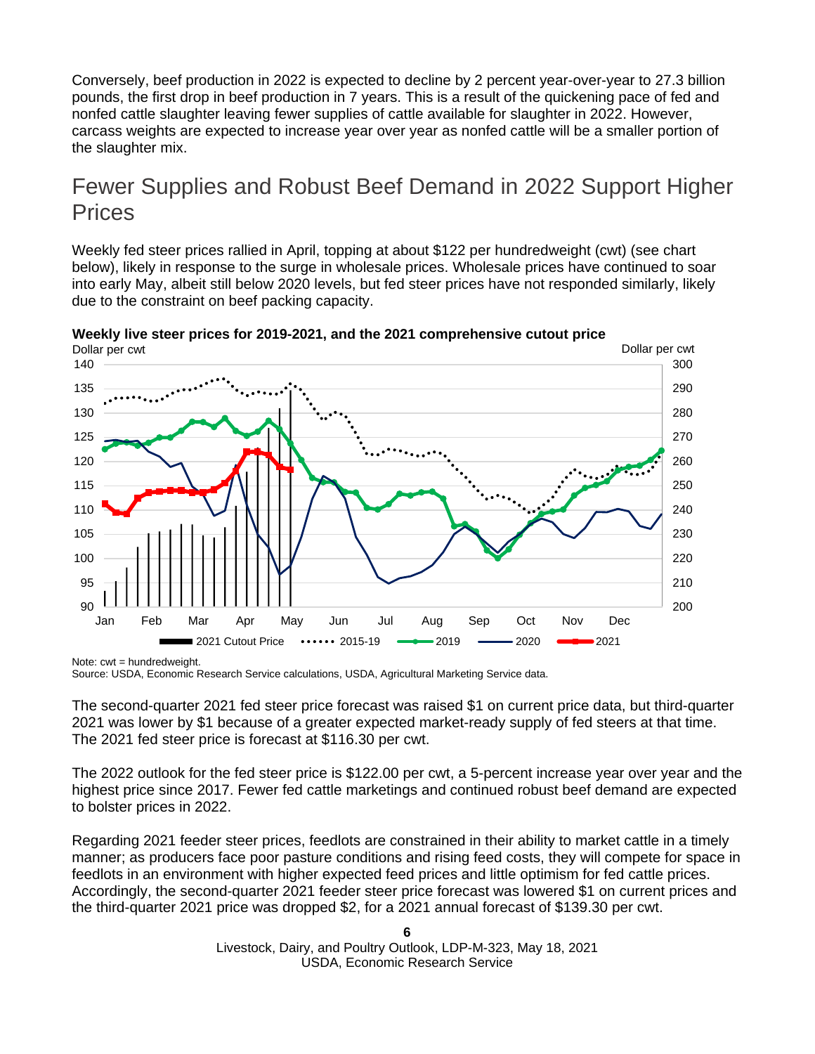Conversely, beef production in 2022 is expected to decline by 2 percent year-over-year to 27.3 billion pounds, the first drop in beef production in 7 years. This is a result of the quickening pace of fed and nonfed cattle slaughter leaving fewer supplies of cattle available for slaughter in 2022. However, carcass weights are expected to increase year over year as nonfed cattle will be a smaller portion of the slaughter mix.

## Fewer Supplies and Robust Beef Demand in 2022 Support Higher Prices

Weekly fed steer prices rallied in April, topping at about $122 per hundredweight (cwt) (see chart below), likely in response to the surge in wholesale prices. Wholesale prices have continued to soar into early May, albeit still below 2020 levels, but fed steer prices have not responded similarly, likely due to the constraint on beef packing capacity.

**Weekly live steer prices for 2019-2021, and the 2021 comprehensive cutout price**

Note: cwt = hundredweight.
Source: USDA, Economic Research Service calculations, USDA, Agricultural Marketing Service data.

The second-quarter 2021 fed steer price forecast was raised $1 on current price data, but third-quarter 2021 was lower by $1 because of a greater expected market-ready supply of fed steers at that time. The 2021 fed steer price is forecast at $116.30 per cwt.

The 2022 outlook for the fed steer price is $122.00 per cwt, a 5-percent increase year over year and the highest price since 2017. Fewer fed cattle marketings and continued robust beef demand are expected to bolster prices in 2022.

Regarding 2021 feeder steer prices, feedlots are constrained in their ability to market cattle in a timely manner; as producers face poor pasture conditions and rising feed costs, they will compete for space in feedlots in an environment with higher expected feed prices and little optimism for fed cattle prices. Accordingly, the second-quarter 2021 feeder steer price forecast was lowered $1 on current prices and the third-quarter 2021 price was dropped $2, for a 2021 annual forecast of $139.30 per cwt.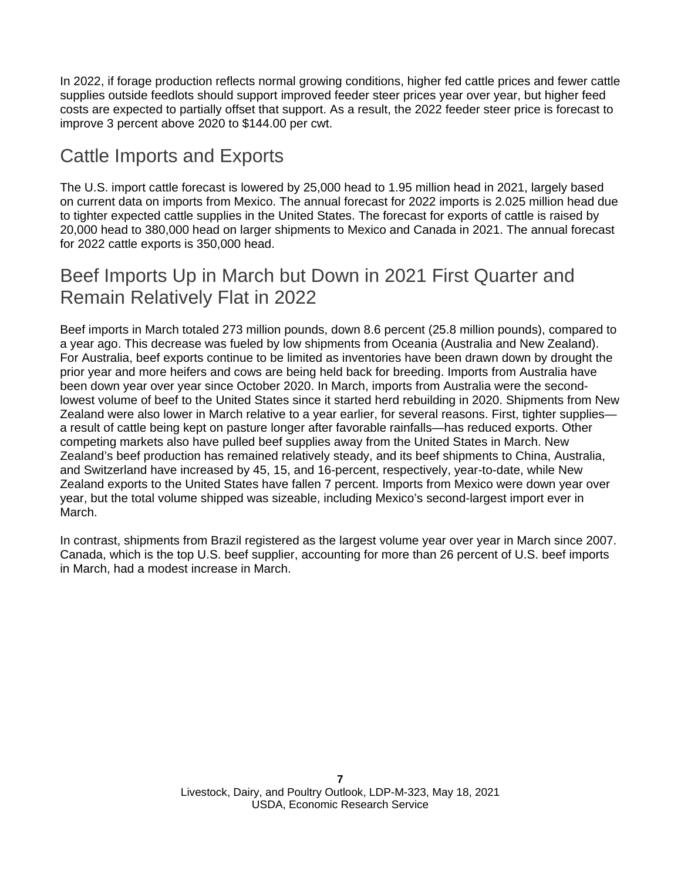In 2022, if forage production reflects normal growing conditions, higher fed cattle prices and fewer cattle supplies outside feedlots should support improved feeder steer prices year over year, but higher feed costs are expected to partially offset that support. As a result, the 2022 feeder steer price is forecast to improve 3 percent above 2020 to $144.00 per cwt.

## Cattle Imports and Exports

The U.S. import cattle forecast is lowered by 25,000 head to 1.95 million head in 2021, largely based on current data on imports from Mexico. The annual forecast for 2022 imports is 2.025 million head due to tighter expected cattle supplies in the United States. The forecast for exports of cattle is raised by 20,000 head to 380,000 head on larger shipments to Mexico and Canada in 2021. The annual forecast for 2022 cattle exports is 350,000 head.

## Beef Imports Up in March but Down in 2021 First Quarter and Remain Relatively Flat in 2022

Beef imports in March totaled 273 million pounds, down 8.6 percent (25.8 million pounds), compared to a year ago. This decrease was fueled by low shipments from Oceania (Australia and New Zealand). For Australia, beef exports continue to be limited as inventories have been drawn down by drought the prior year and more heifers and cows are being held back for breeding. Imports from Australia have been down year over year since October 2020. In March, imports from Australia were the second-lowest volume of beef to the United States since it started herd rebuilding in 2020. Shipments from New Zealand were also lower in March relative to a year earlier, for several reasons. First, tighter supplies—a result of cattle being kept on pasture longer after favorable rainfalls—has reduced exports. Other competing markets also have pulled beef supplies away from the United States in March. New Zealand's beef production has remained relatively steady, and its beef shipments to China, Australia, and Switzerland have increased by 45, 15, and 16-percent, respectively, year-to-date, while New Zealand exports to the United States have fallen 7 percent. Imports from Mexico were down year over year, but the total volume shipped was sizeable, including Mexico's second-largest import ever in March.

In contrast, shipments from Brazil registered as the largest volume year over year in March since 2007. Canada, which is the top U.S. beef supplier, accounting for more than 26 percent of U.S. beef imports in March, had a modest increase in March.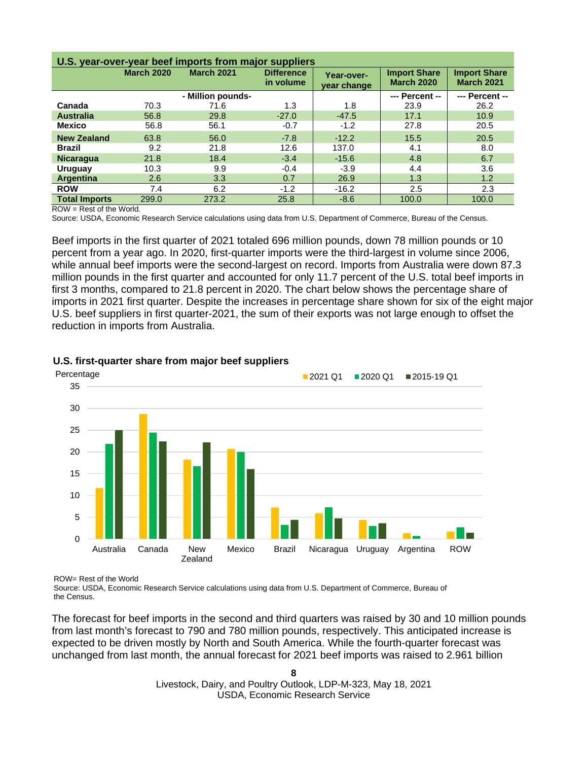**U.S. year-over-year beef imports from major suppliers**

| | March 2020 | March 2021 | Difference in volume | Year-over-year change | Import Share March 2020 | Import Share March 2021 |
|---|---|---|---|---|---|---|
| | - Million pounds- | | | | --- Percent -- | --- Percent -- |
| **Canada** | 70.3 | 71.6 | 1.3 | 1.8 | 23.9 | 26.2 |
| **Australia** | 56.8 | 29.8 | -27.0 | -47.5 | 17.1 | 10.9 |
| **Mexico** | 56.8 | 56.1 | -0.7 | -1.2 | 27.8 | 20.5 |
| **New Zealand** | 63.8 | 56.0 | -7.8 | -12.2 | 15.5 | 20.5 |
| **Brazil** | 9.2 | 21.8 | 12.6 | 137.0 | 4.1 | 8.0 |
| **Nicaragua** | 21.8 | 18.4 | -3.4 | -15.6 | 4.8 | 6.7 |
| **Uruguay** | 10.3 | 9.9 | -0.4 | -3.9 | 4.4 | 3.6 |
| **Argentina** | 2.6 | 3.3 | 0.7 | 26.9 | 1.3 | 1.2 |
| **ROW** | 7.4 | 6.2 | -1.2 | -16.2 | 2.5 | 2.3 |
| **Total Imports** | 299.0 | 273.2 | 25.8 | -8.6 | 100.0 | 100.0 |

ROW = Rest of the World.
Source: USDA, Economic Research Service calculations using data from U.S. Department of Commerce, Bureau of the Census.

Beef imports in the first quarter of 2021 totaled 696 million pounds, down 78 million pounds or 10 percent from a year ago. In 2020, first-quarter imports were the third-largest in volume since 2006, while annual beef imports were the second-largest on record. Imports from Australia were down 87.3 million pounds in the first quarter and accounted for only 11.7 percent of the U.S. total beef imports in first 3 months, compared to 21.8 percent in 2020. The chart below shows the percentage share of imports in 2021 first quarter. Despite the increases in percentage share shown for six of the eight major U.S. beef suppliers in first quarter-2021, the sum of their exports was not large enough to offset the reduction in imports from Australia.

**U.S. first-quarter share from major beef suppliers**

ROW= Rest of the World
Source: USDA, Economic Research Service calculations using data from U.S. Department of Commerce, Bureau of the Census.

The forecast for beef imports in the second and third quarters was raised by 30 and 10 million pounds from last month's forecast to 790 and 780 million pounds, respectively. This anticipated increase is expected to be driven mostly by North and South America. While the fourth-quarter forecast was unchanged from last month, the annual forecast for 2021 beef imports was raised to 2.961 billion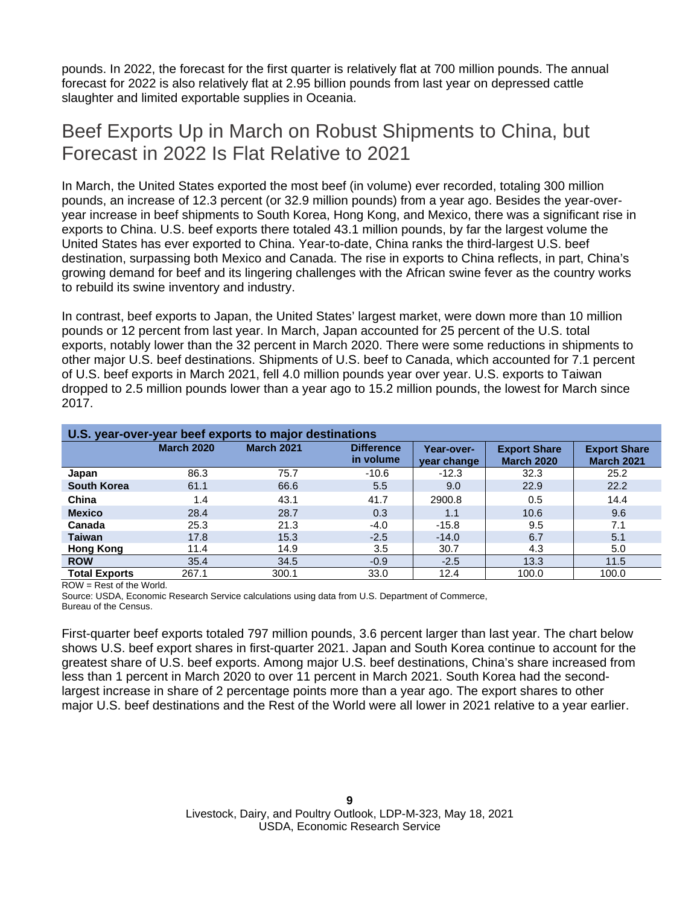pounds. In 2022, the forecast for the first quarter is relatively flat at 700 million pounds. The annual forecast for 2022 is also relatively flat at 2.95 billion pounds from last year on depressed cattle slaughter and limited exportable supplies in Oceania.

## Beef Exports Up in March on Robust Shipments to China, but Forecast in 2022 Is Flat Relative to 2021

In March, the United States exported the most beef (in volume) ever recorded, totaling 300 million pounds, an increase of 12.3 percent (or 32.9 million pounds) from a year ago. Besides the year-over-year increase in beef shipments to South Korea, Hong Kong, and Mexico, there was a significant rise in exports to China. U.S. beef exports there totaled 43.1 million pounds, by far the largest volume the United States has ever exported to China. Year-to-date, China ranks the third-largest U.S. beef destination, surpassing both Mexico and Canada. The rise in exports to China reflects, in part, China's growing demand for beef and its lingering challenges with the African swine fever as the country works to rebuild its swine inventory and industry.

In contrast, beef exports to Japan, the United States' largest market, were down more than 10 million pounds or 12 percent from last year. In March, Japan accounted for 25 percent of the U.S. total exports, notably lower than the 32 percent in March 2020. There were some reductions in shipments to other major U.S. beef destinations. Shipments of U.S. beef to Canada, which accounted for 7.1 percent of U.S. beef exports in March 2021, fell 4.0 million pounds year over year. U.S. exports to Taiwan dropped to 2.5 million pounds lower than a year ago to 15.2 million pounds, the lowest for March since 2017.

**U.S. year-over-year beef exports to major destinations**

| | March 2020 | March 2021 | Difference in volume | Year-over-year change | Export Share March 2020 | Export Share March 2021 |
|---|---|---|---|---|---|---|
| **Japan** | 86.3 | 75.7 | -10.6 | -12.3 | 32.3 | 25.2 |
| **South Korea** | 61.1 | 66.6 | 5.5 | 9.0 | 22.9 | 22.2 |
| **China** | 1.4 | 43.1 | 41.7 | 2900.8 | 0.5 | 14.4 |
| **Mexico** | 28.4 | 28.7 | 0.3 | 1.1 | 10.6 | 9.6 |
| **Canada** | 25.3 | 21.3 | -4.0 | -15.8 | 9.5 | 7.1 |
| **Taiwan** | 17.8 | 15.3 | -2.5 | -14.0 | 6.7 | 5.1 |
| **Hong Kong** | 11.4 | 14.9 | 3.5 | 30.7 | 4.3 | 5.0 |
| **ROW** | 35.4 | 34.5 | -0.9 | -2.5 | 13.3 | 11.5 |
| **Total Exports** | 267.1 | 300.1 | 33.0 | 12.4 | 100.0 | 100.0 |

ROW = Rest of the World.
Source: USDA, Economic Research Service calculations using data from U.S. Department of Commerce, Bureau of the Census.

First-quarter beef exports totaled 797 million pounds, 3.6 percent larger than last year. The chart below shows U.S. beef export shares in first-quarter 2021. Japan and South Korea continue to account for the greatest share of U.S. beef exports. Among major U.S. beef destinations, China's share increased from less than 1 percent in March 2020 to over 11 percent in March 2021. South Korea had the second-largest increase in share of 2 percentage points more than a year ago. The export shares to other major U.S. beef destinations and the Rest of the World were all lower in 2021 relative to a year earlier.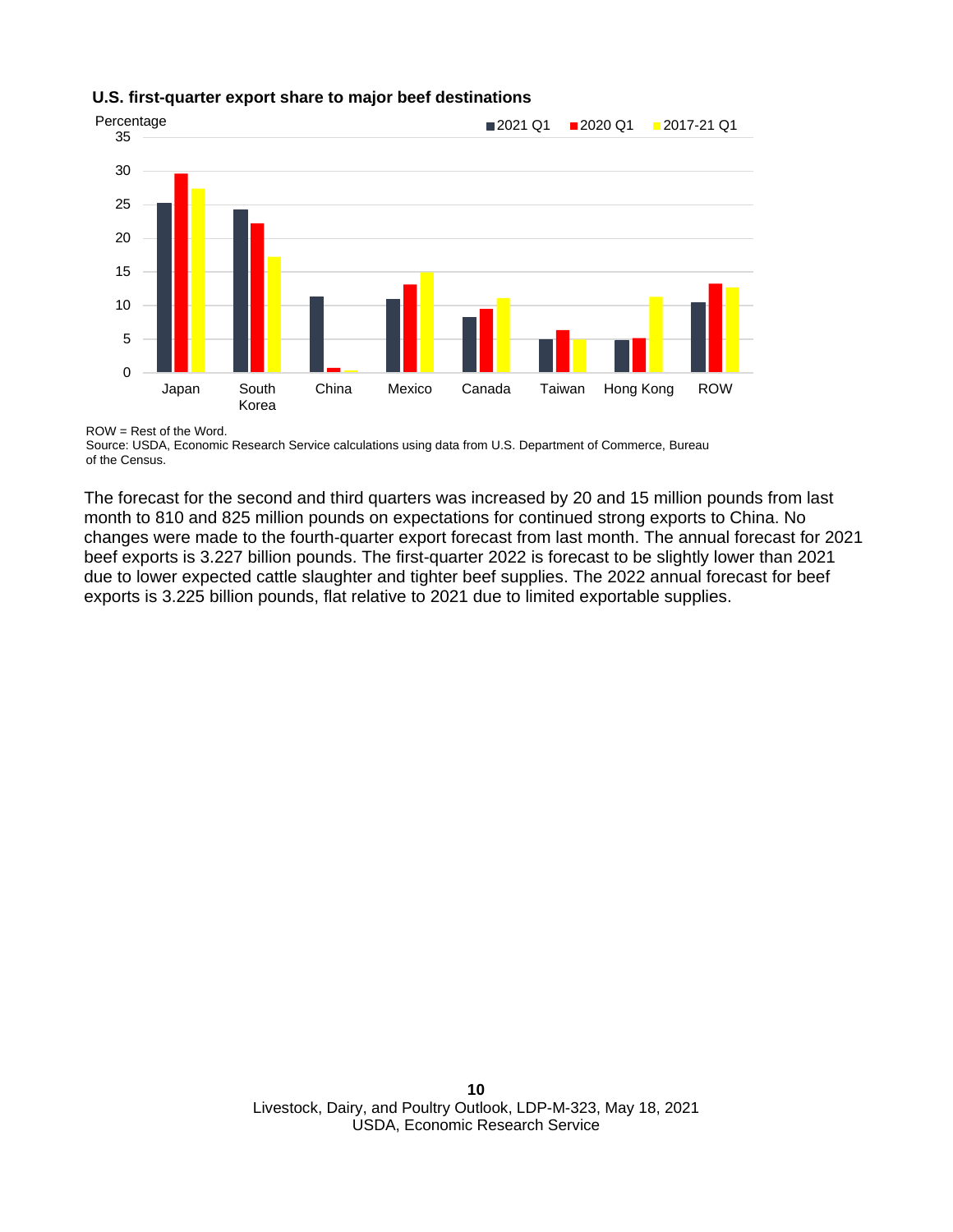**U.S. first-quarter export share to major beef destinations**

ROW = Rest of the Word.
Source: USDA, Economic Research Service calculations using data from U.S. Department of Commerce, Bureau of the Census.

The forecast for the second and third quarters was increased by 20 and 15 million pounds from last month to 810 and 825 million pounds on expectations for continued strong exports to China. No changes were made to the fourth-quarter export forecast from last month. The annual forecast for 2021 beef exports is 3.227 billion pounds. The first-quarter 2022 is forecast to be slightly lower than 2021 due to lower expected cattle slaughter and tighter beef supplies. The 2022 annual forecast for beef exports is 3.225 billion pounds, flat relative to 2021 due to limited exportable supplies.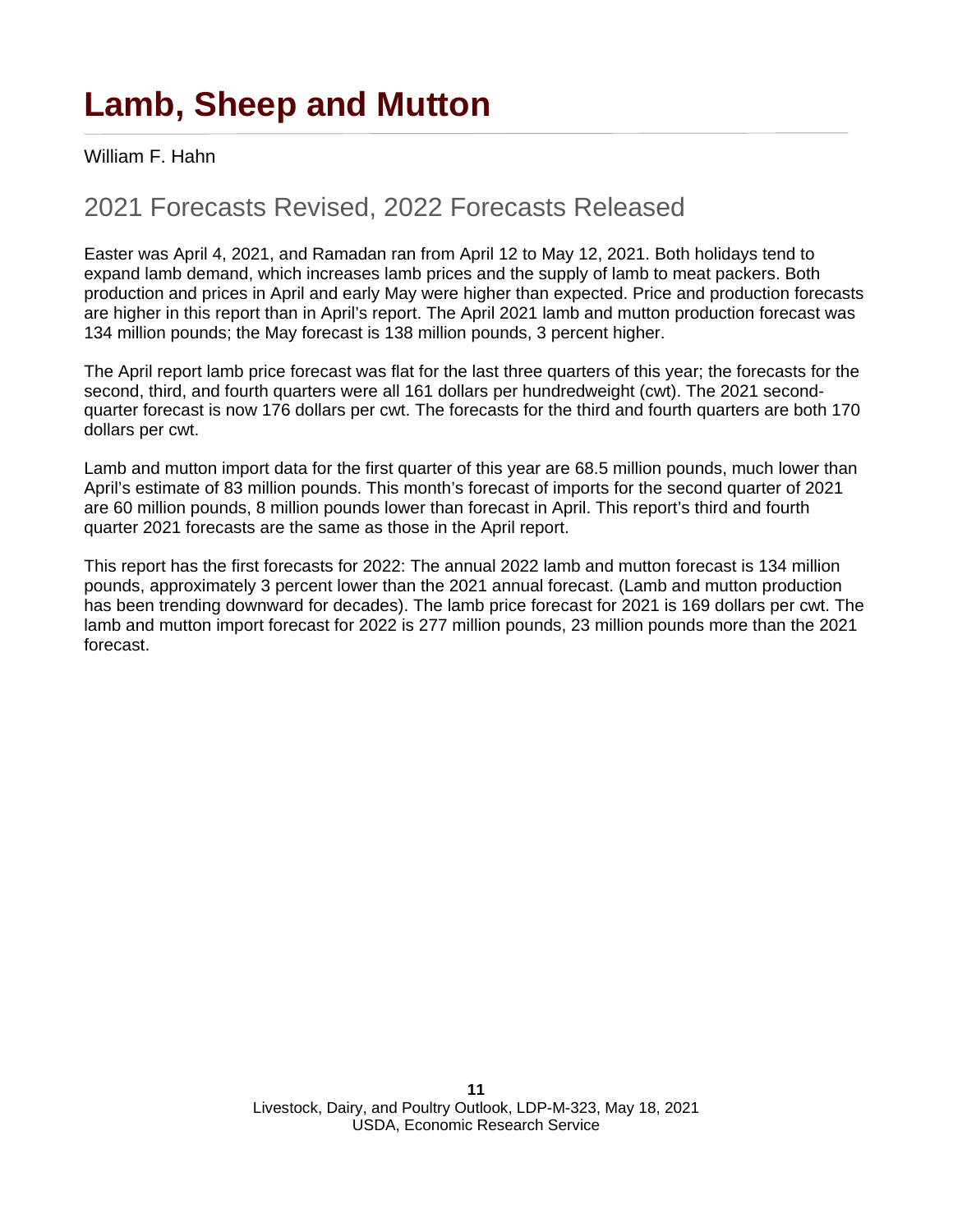# Lamb, Sheep and Mutton

William F. Hahn

## 2021 Forecasts Revised, 2022 Forecasts Released

Easter was April 4, 2021, and Ramadan ran from April 12 to May 12, 2021. Both holidays tend to expand lamb demand, which increases lamb prices and the supply of lamb to meat packers. Both production and prices in April and early May were higher than expected. Price and production forecasts are higher in this report than in April's report. The April 2021 lamb and mutton production forecast was 134 million pounds; the May forecast is 138 million pounds, 3 percent higher.

The April report lamb price forecast was flat for the last three quarters of this year; the forecasts for the second, third, and fourth quarters were all 161 dollars per hundredweight (cwt). The 2021 second-quarter forecast is now 176 dollars per cwt. The forecasts for the third and fourth quarters are both 170 dollars per cwt.

Lamb and mutton import data for the first quarter of this year are 68.5 million pounds, much lower than April's estimate of 83 million pounds. This month's forecast of imports for the second quarter of 2021 are 60 million pounds, 8 million pounds lower than forecast in April. This report's third and fourth quarter 2021 forecasts are the same as those in the April report.

This report has the first forecasts for 2022: The annual 2022 lamb and mutton forecast is 134 million pounds, approximately 3 percent lower than the 2021 annual forecast. (Lamb and mutton production has been trending downward for decades). The lamb price forecast for 2021 is 169 dollars per cwt. The lamb and mutton import forecast for 2022 is 277 million pounds, 23 million pounds more than the 2021 forecast.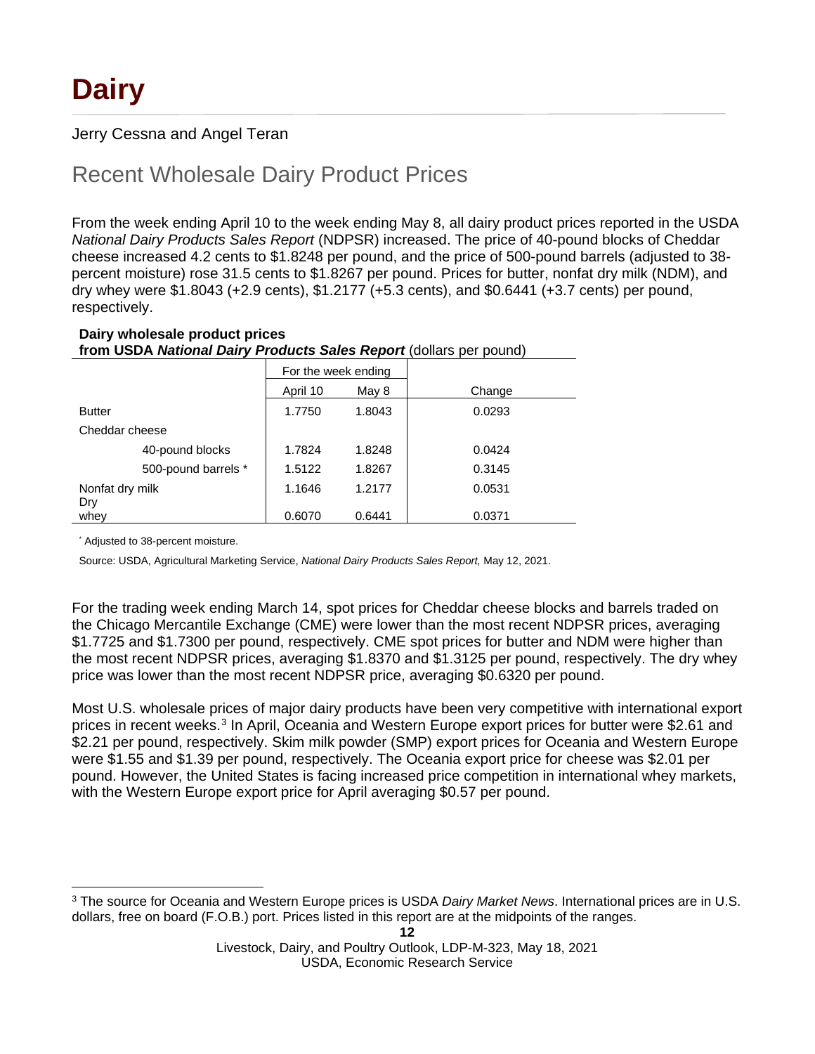# Dairy

Jerry Cessna and Angel Teran

## Recent Wholesale Dairy Product Prices

From the week ending April 10 to the week ending May 8, all dairy product prices reported in the USDA *National Dairy Products Sales Report* (NDPSR) increased. The price of 40-pound blocks of Cheddar cheese increased 4.2 cents to $1.8248 per pound, and the price of 500-pound barrels (adjusted to 38-percent moisture) rose 31.5 cents to $1.8267 per pound. Prices for butter, nonfat dry milk (NDM), and dry whey were $1.8043 (+2.9 cents), $1.2177 (+5.3 cents), and $0.6441 (+3.7 cents) per pound, respectively.

**Dairy wholesale product prices**
**from USDA *National Dairy Products Sales Report*** (dollars per pound)

| | For the week ending | | |
|---|---|---|---|
| | April 10 | May 8 | Change |
| Butter | 1.7750 | 1.8043 | 0.0293 |
| Cheddar cheese | | | |
| 40-pound blocks | 1.7824 | 1.8248 | 0.0424 |
| 500-pound barrels * | 1.5122 | 1.8267 | 0.3145 |
| Nonfat dry milk | 1.1646 | 1.2177 | 0.0531 |
| Dry whey | 0.6070 | 0.6441 | 0.0371 |

* Adjusted to 38-percent moisture.

Source: USDA, Agricultural Marketing Service, *National Dairy Products Sales Report,* May 12, 2021.

For the trading week ending March 14, spot prices for Cheddar cheese blocks and barrels traded on the Chicago Mercantile Exchange (CME) were lower than the most recent NDPSR prices, averaging $1.7725 and $1.7300 per pound, respectively. CME spot prices for butter and NDM were higher than the most recent NDPSR prices, averaging $1.8370 and $1.3125 per pound, respectively. The dry whey price was lower than the most recent NDPSR price, averaging $0.6320 per pound.

Most U.S. wholesale prices of major dairy products have been very competitive with international export prices in recent weeks.[3] In April, Oceania and Western Europe export prices for butter were $2.61 and $2.21 per pound, respectively. Skim milk powder (SMP) export prices for Oceania and Western Europe were $1.55 and $1.39 per pound, respectively. The Oceania export price for cheese was $2.01 per pound. However, the United States is facing increased price competition in international whey markets, with the Western Europe export price for April averaging $0.57 per pound.

[3] The source for Oceania and Western Europe prices is USDA *Dairy Market News*. International prices are in U.S. dollars, free on board (F.O.B.) port. Prices listed in this report are at the midpoints of the ranges.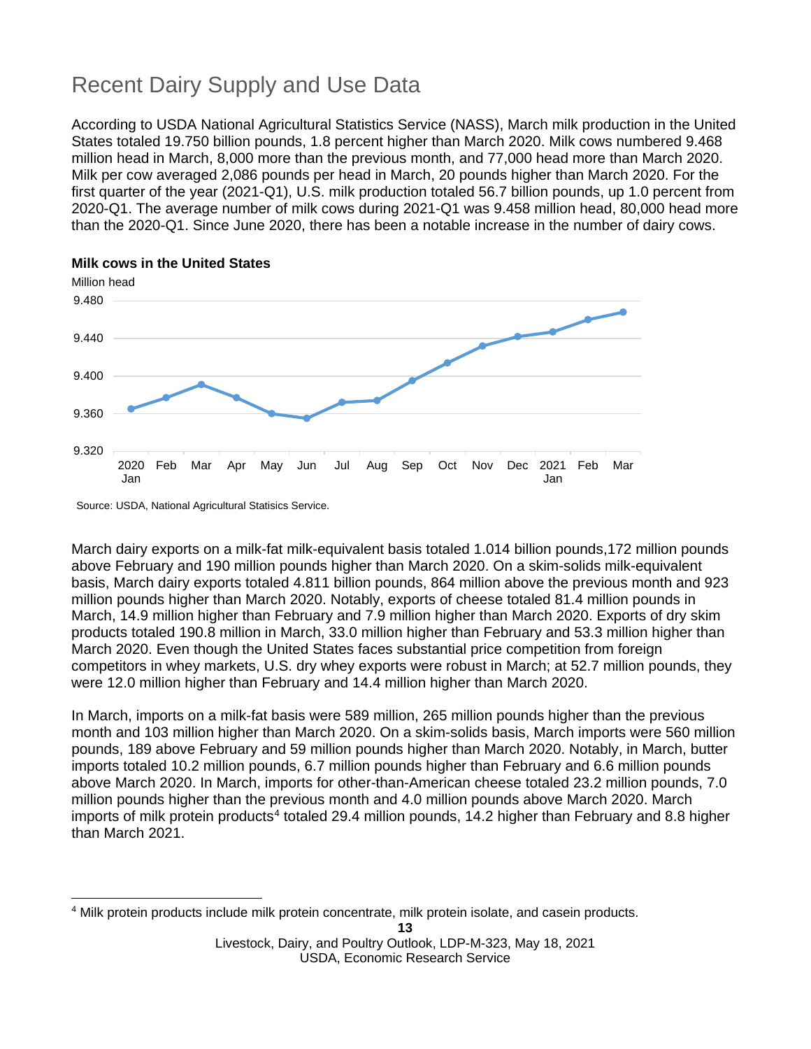# Recent Dairy Supply and Use Data

According to USDA National Agricultural Statistics Service (NASS), March milk production in the United States totaled 19.750 billion pounds, 1.8 percent higher than March 2020. Milk cows numbered 9.468 million head in March, 8,000 more than the previous month, and 77,000 head more than March 2020. Milk per cow averaged 2,086 pounds per head in March, 20 pounds higher than March 2020. For the first quarter of the year (2021-Q1), U.S. milk production totaled 56.7 billion pounds, up 1.0 percent from 2020-Q1. The average number of milk cows during 2021-Q1 was 9.458 million head, 80,000 head more than the 2020-Q1. Since June 2020, there has been a notable increase in the number of dairy cows.

**Milk cows in the United States**

Million head

Source: USDA, National Agricultural Statisics Service.

March dairy exports on a milk-fat milk-equivalent basis totaled 1.014 billion pounds,172 million pounds above February and 190 million pounds higher than March 2020. On a skim-solids milk-equivalent basis, March dairy exports totaled 4.811 billion pounds, 864 million above the previous month and 923 million pounds higher than March 2020. Notably, exports of cheese totaled 81.4 million pounds in March, 14.9 million higher than February and 7.9 million higher than March 2020. Exports of dry skim products totaled 190.8 million in March, 33.0 million higher than February and 53.3 million higher than March 2020. Even though the United States faces substantial price competition from foreign competitors in whey markets, U.S. dry whey exports were robust in March; at 52.7 million pounds, they were 12.0 million higher than February and 14.4 million higher than March 2020.

In March, imports on a milk-fat basis were 589 million, 265 million pounds higher than the previous month and 103 million higher than March 2020. On a skim-solids basis, March imports were 560 million pounds, 189 above February and 59 million pounds higher than March 2020. Notably, in March, butter imports totaled 10.2 million pounds, 6.7 million pounds higher than February and 6.6 million pounds above March 2020. In March, imports for other-than-American cheese totaled 23.2 million pounds, 7.0 million pounds higher than the previous month and 4.0 million pounds above March 2020. March imports of milk protein products[4] totaled 29.4 million pounds, 14.2 higher than February and 8.8 higher than March 2021.

[4] Milk protein products include milk protein concentrate, milk protein isolate, and casein products.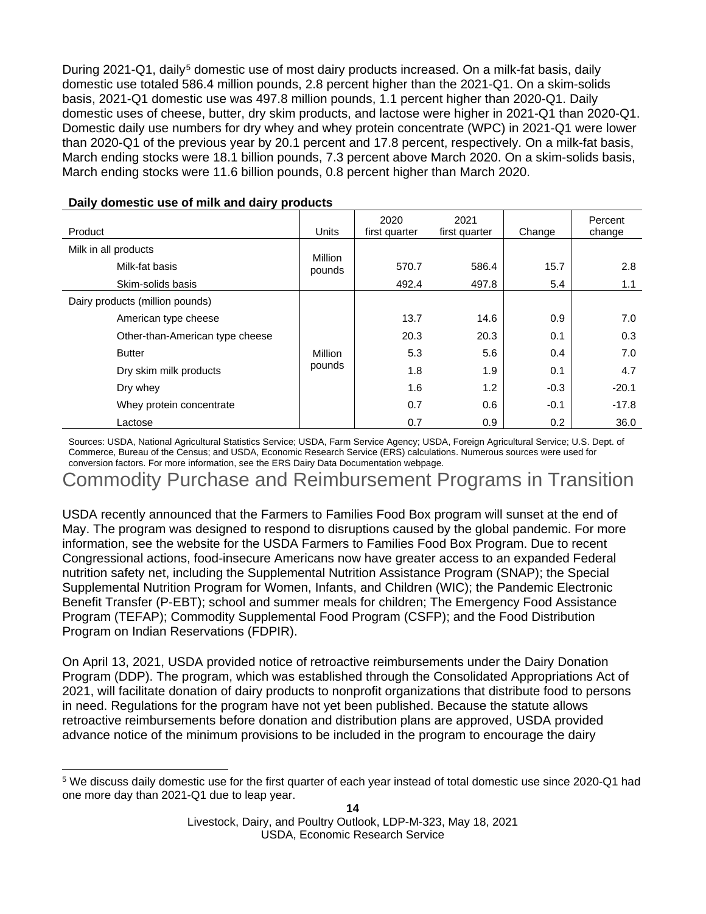During 2021-Q1, daily[5] domestic use of most dairy products increased. On a milk-fat basis, daily domestic use totaled 586.4 million pounds, 2.8 percent higher than the 2021-Q1. On a skim-solids basis, 2021-Q1 domestic use was 497.8 million pounds, 1.1 percent higher than 2020-Q1. Daily domestic uses of cheese, butter, dry skim products, and lactose were higher in 2021-Q1 than 2020-Q1. Domestic daily use numbers for dry whey and whey protein concentrate (WPC) in 2021-Q1 were lower than 2020-Q1 of the previous year by 20.1 percent and 17.8 percent, respectively. On a milk-fat basis, March ending stocks were 18.1 billion pounds, 7.3 percent above March 2020. On a skim-solids basis, March ending stocks were 11.6 billion pounds, 0.8 percent higher than March 2020.

**Daily domestic use of milk and dairy products**

| Product | Units | 2020 first quarter | 2021 first quarter | Change | Percent change |
|---|---|---|---|---|---|
| Milk in all products | Million pounds | | | | |
| Milk-fat basis | | 570.7 | 586.4 | 15.7 | 2.8 |
| Skim-solids basis | | 492.4 | 497.8 | 5.4 | 1.1 |
| Dairy products (million pounds) | Million pounds | | | | |
| American type cheese | | 13.7 | 14.6 | 0.9 | 7.0 |
| Other-than-American type cheese | | 20.3 | 20.3 | 0.1 | 0.3 |
| Butter | | 5.3 | 5.6 | 0.4 | 7.0 |
| Dry skim milk products | | 1.8 | 1.9 | 0.1 | 4.7 |
| Dry whey | | 1.6 | 1.2 | -0.3 | -20.1 |
| Whey protein concentrate | | 0.7 | 0.6 | -0.1 | -17.8 |
| Lactose | | 0.7 | 0.9 | 0.2 | 36.0 |

Sources: USDA, National Agricultural Statistics Service; USDA, Farm Service Agency; USDA, Foreign Agricultural Service; U.S. Dept. of Commerce, Bureau of the Census; and USDA, Economic Research Service (ERS) calculations. Numerous sources were used for conversion factors. For more information, see the ERS Dairy Data Documentation webpage.

# Commodity Purchase and Reimbursement Programs in Transition

USDA recently announced that the Farmers to Families Food Box program will sunset at the end of May. The program was designed to respond to disruptions caused by the global pandemic. For more information, see the website for the USDA Farmers to Families Food Box Program. Due to recent Congressional actions, food-insecure Americans now have greater access to an expanded Federal nutrition safety net, including the Supplemental Nutrition Assistance Program (SNAP); the Special Supplemental Nutrition Program for Women, Infants, and Children (WIC); the Pandemic Electronic Benefit Transfer (P-EBT); school and summer meals for children; The Emergency Food Assistance Program (TEFAP); Commodity Supplemental Food Program (CSFP); and the Food Distribution Program on Indian Reservations (FDPIR).

On April 13, 2021, USDA provided notice of retroactive reimbursements under the Dairy Donation Program (DDP). The program, which was established through the Consolidated Appropriations Act of 2021, will facilitate donation of dairy products to nonprofit organizations that distribute food to persons in need. Regulations for the program have not yet been published. Because the statute allows retroactive reimbursements before donation and distribution plans are approved, USDA provided advance notice of the minimum provisions to be included in the program to encourage the dairy

[5] We discuss daily domestic use for the first quarter of each year instead of total domestic use since 2020-Q1 had one more day than 2021-Q1 due to leap year.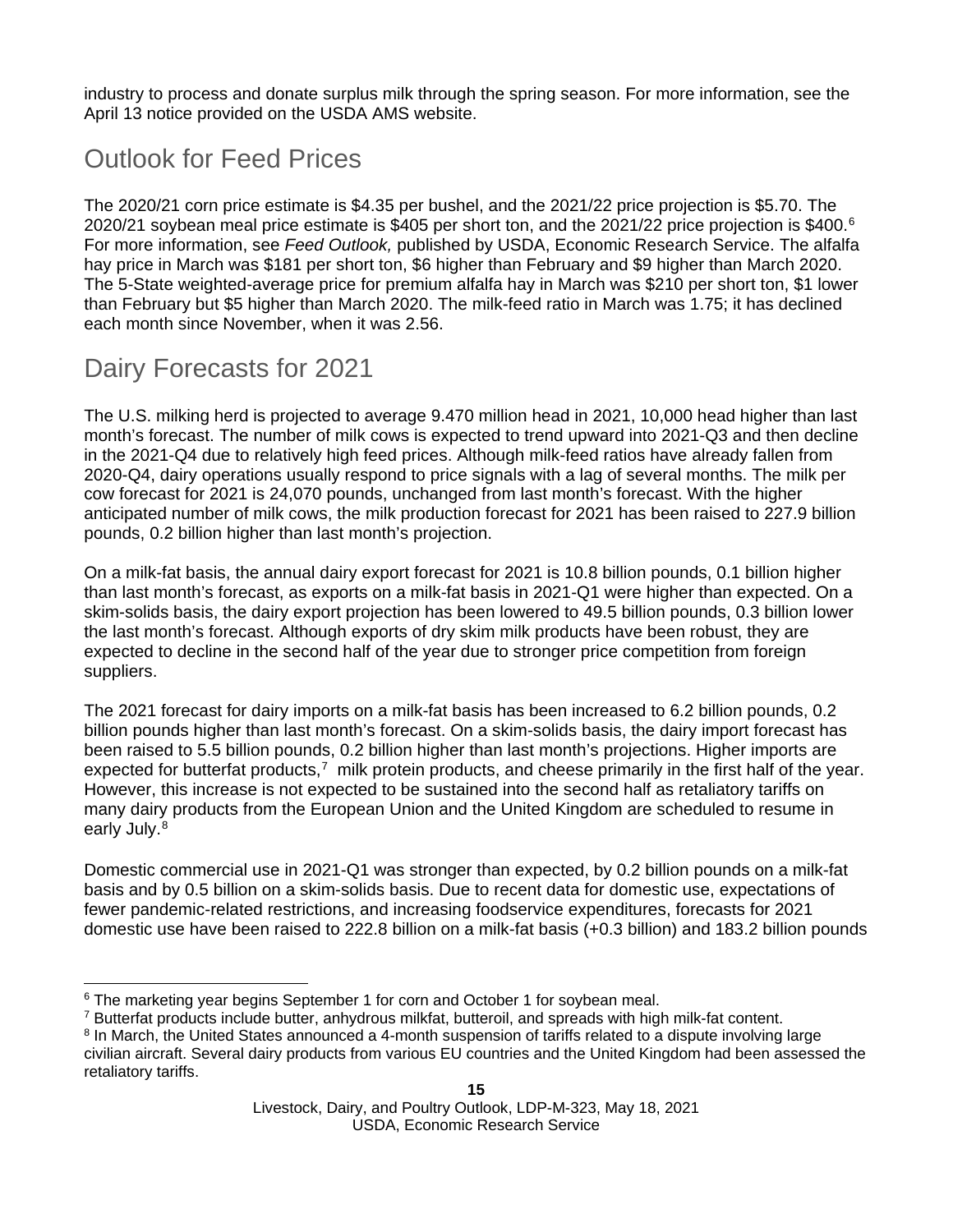industry to process and donate surplus milk through the spring season. For more information, see the April 13 notice provided on the USDA AMS website.

## Outlook for Feed Prices

The 2020/21 corn price estimate is $4.35 per bushel, and the 2021/22 price projection is $5.70. The 2020/21 soybean meal price estimate is $405 per short ton, and the 2021/22 price projection is $400.[6] For more information, see *Feed Outlook,* published by USDA, Economic Research Service. The alfalfa hay price in March was $181 per short ton, $6 higher than February and $9 higher than March 2020. The 5-State weighted-average price for premium alfalfa hay in March was $210 per short ton, $1 lower than February but $5 higher than March 2020. The milk-feed ratio in March was 1.75; it has declined each month since November, when it was 2.56.

## Dairy Forecasts for 2021

The U.S. milking herd is projected to average 9.470 million head in 2021, 10,000 head higher than last month's forecast. The number of milk cows is expected to trend upward into 2021-Q3 and then decline in the 2021-Q4 due to relatively high feed prices. Although milk-feed ratios have already fallen from 2020-Q4, dairy operations usually respond to price signals with a lag of several months. The milk per cow forecast for 2021 is 24,070 pounds, unchanged from last month's forecast. With the higher anticipated number of milk cows, the milk production forecast for 2021 has been raised to 227.9 billion pounds, 0.2 billion higher than last month's projection.

On a milk-fat basis, the annual dairy export forecast for 2021 is 10.8 billion pounds, 0.1 billion higher than last month's forecast, as exports on a milk-fat basis in 2021-Q1 were higher than expected. On a skim-solids basis, the dairy export projection has been lowered to 49.5 billion pounds, 0.3 billion lower the last month's forecast. Although exports of dry skim milk products have been robust, they are expected to decline in the second half of the year due to stronger price competition from foreign suppliers.

The 2021 forecast for dairy imports on a milk-fat basis has been increased to 6.2 billion pounds, 0.2 billion pounds higher than last month's forecast. On a skim-solids basis, the dairy import forecast has been raised to 5.5 billion pounds, 0.2 billion higher than last month's projections. Higher imports are expected for butterfat products,[7] milk protein products, and cheese primarily in the first half of the year. However, this increase is not expected to be sustained into the second half as retaliatory tariffs on many dairy products from the European Union and the United Kingdom are scheduled to resume in early July.[8]

Domestic commercial use in 2021-Q1 was stronger than expected, by 0.2 billion pounds on a milk-fat basis and by 0.5 billion on a skim-solids basis. Due to recent data for domestic use, expectations of fewer pandemic-related restrictions, and increasing foodservice expenditures, forecasts for 2021 domestic use have been raised to 222.8 billion on a milk-fat basis (+0.3 billion) and 183.2 billion pounds

---

[6] The marketing year begins September 1 for corn and October 1 for soybean meal.

[7] Butterfat products include butter, anhydrous milkfat, butteroil, and spreads with high milk-fat content.

[8] In March, the United States announced a 4-month suspension of tariffs related to a dispute involving large civilian aircraft. Several dairy products from various EU countries and the United Kingdom had been assessed the retaliatory tariffs.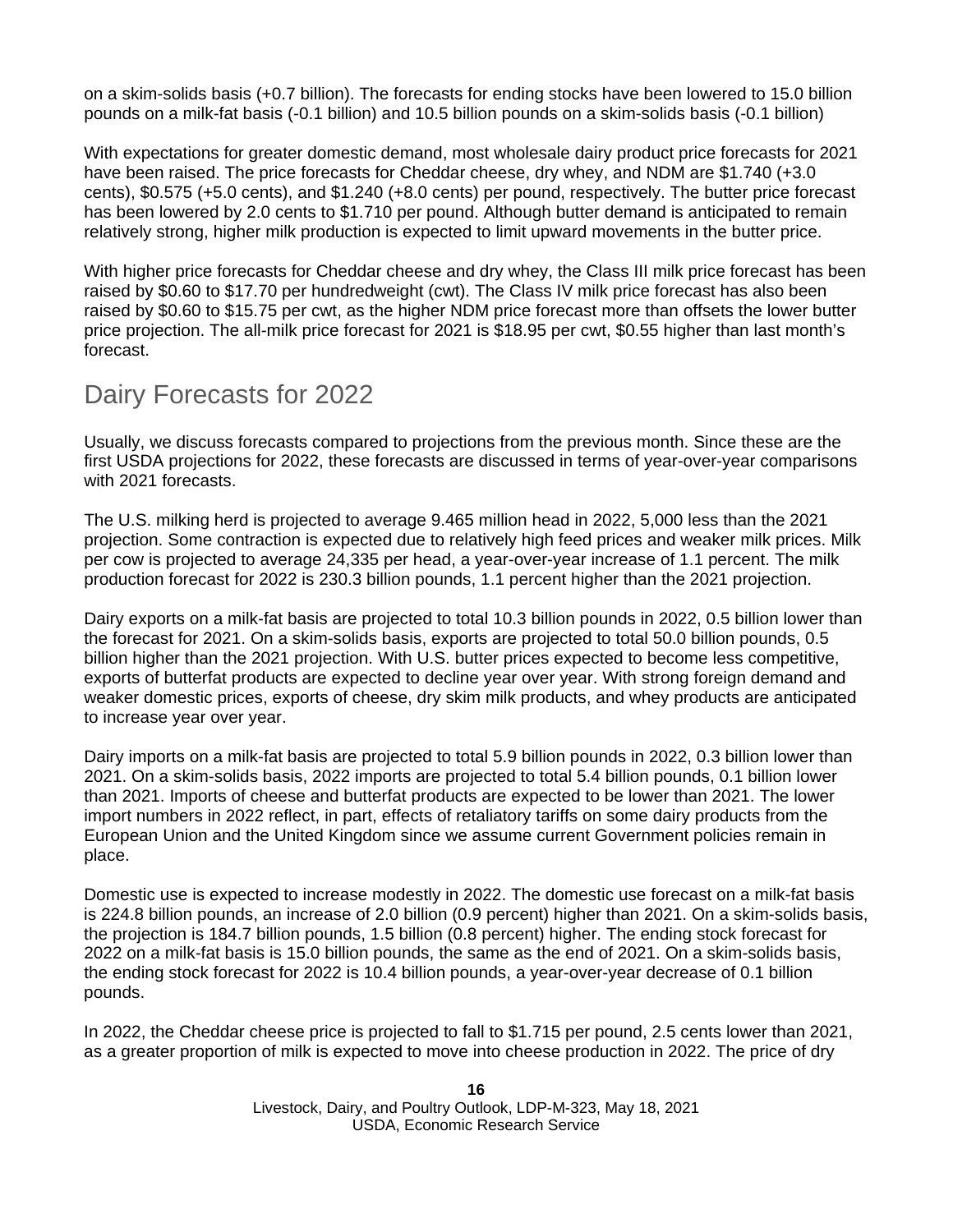on a skim-solids basis (+0.7 billion). The forecasts for ending stocks have been lowered to 15.0 billion pounds on a milk-fat basis (-0.1 billion) and 10.5 billion pounds on a skim-solids basis (-0.1 billion)

With expectations for greater domestic demand, most wholesale dairy product price forecasts for 2021 have been raised. The price forecasts for Cheddar cheese, dry whey, and NDM are $1.740 (+3.0 cents), $0.575 (+5.0 cents), and $1.240 (+8.0 cents) per pound, respectively. The butter price forecast has been lowered by 2.0 cents to $1.710 per pound. Although butter demand is anticipated to remain relatively strong, higher milk production is expected to limit upward movements in the butter price.

With higher price forecasts for Cheddar cheese and dry whey, the Class III milk price forecast has been raised by $0.60 to $17.70 per hundredweight (cwt). The Class IV milk price forecast has also been raised by $0.60 to $15.75 per cwt, as the higher NDM price forecast more than offsets the lower butter price projection. The all-milk price forecast for 2021 is $18.95 per cwt, $0.55 higher than last month's forecast.

## Dairy Forecasts for 2022

Usually, we discuss forecasts compared to projections from the previous month. Since these are the first USDA projections for 2022, these forecasts are discussed in terms of year-over-year comparisons with 2021 forecasts.

The U.S. milking herd is projected to average 9.465 million head in 2022, 5,000 less than the 2021 projection. Some contraction is expected due to relatively high feed prices and weaker milk prices. Milk per cow is projected to average 24,335 per head, a year-over-year increase of 1.1 percent. The milk production forecast for 2022 is 230.3 billion pounds, 1.1 percent higher than the 2021 projection.

Dairy exports on a milk-fat basis are projected to total 10.3 billion pounds in 2022, 0.5 billion lower than the forecast for 2021. On a skim-solids basis, exports are projected to total 50.0 billion pounds, 0.5 billion higher than the 2021 projection. With U.S. butter prices expected to become less competitive, exports of butterfat products are expected to decline year over year. With strong foreign demand and weaker domestic prices, exports of cheese, dry skim milk products, and whey products are anticipated to increase year over year.

Dairy imports on a milk-fat basis are projected to total 5.9 billion pounds in 2022, 0.3 billion lower than 2021. On a skim-solids basis, 2022 imports are projected to total 5.4 billion pounds, 0.1 billion lower than 2021. Imports of cheese and butterfat products are expected to be lower than 2021. The lower import numbers in 2022 reflect, in part, effects of retaliatory tariffs on some dairy products from the European Union and the United Kingdom since we assume current Government policies remain in place.

Domestic use is expected to increase modestly in 2022. The domestic use forecast on a milk-fat basis is 224.8 billion pounds, an increase of 2.0 billion (0.9 percent) higher than 2021. On a skim-solids basis, the projection is 184.7 billion pounds, 1.5 billion (0.8 percent) higher. The ending stock forecast for 2022 on a milk-fat basis is 15.0 billion pounds, the same as the end of 2021. On a skim-solids basis, the ending stock forecast for 2022 is 10.4 billion pounds, a year-over-year decrease of 0.1 billion pounds.

In 2022, the Cheddar cheese price is projected to fall to $1.715 per pound, 2.5 cents lower than 2021, as a greater proportion of milk is expected to move into cheese production in 2022. The price of dry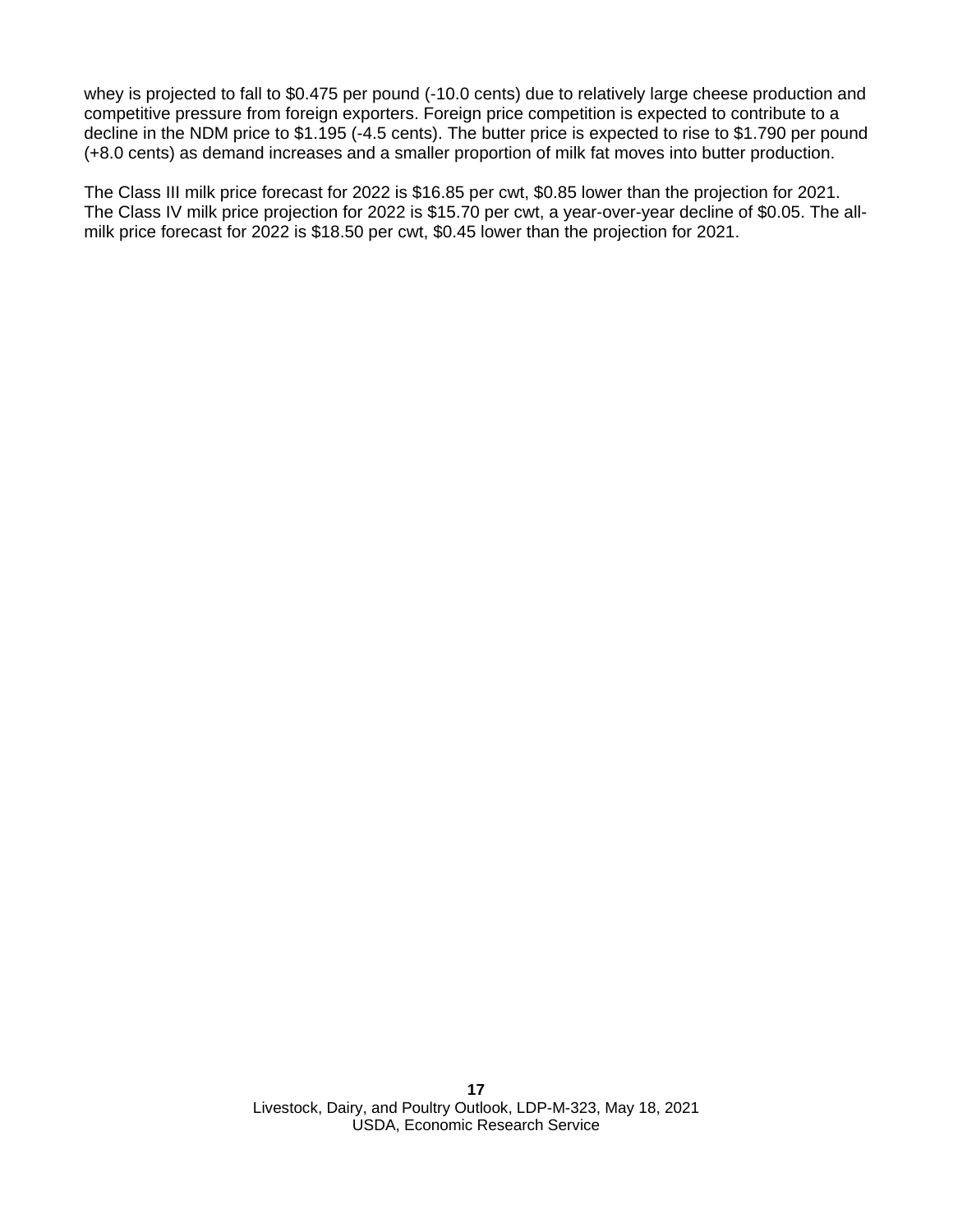whey is projected to fall to $0.475 per pound (-10.0 cents) due to relatively large cheese production and competitive pressure from foreign exporters. Foreign price competition is expected to contribute to a decline in the NDM price to $1.195 (-4.5 cents). The butter price is expected to rise to $1.790 per pound (+8.0 cents) as demand increases and a smaller proportion of milk fat moves into butter production.

The Class III milk price forecast for 2022 is $16.85 per cwt, $0.85 lower than the projection for 2021. The Class IV milk price projection for 2022 is $15.70 per cwt, a year-over-year decline of $0.05. The all-milk price forecast for 2022 is $18.50 per cwt, $0.45 lower than the projection for 2021.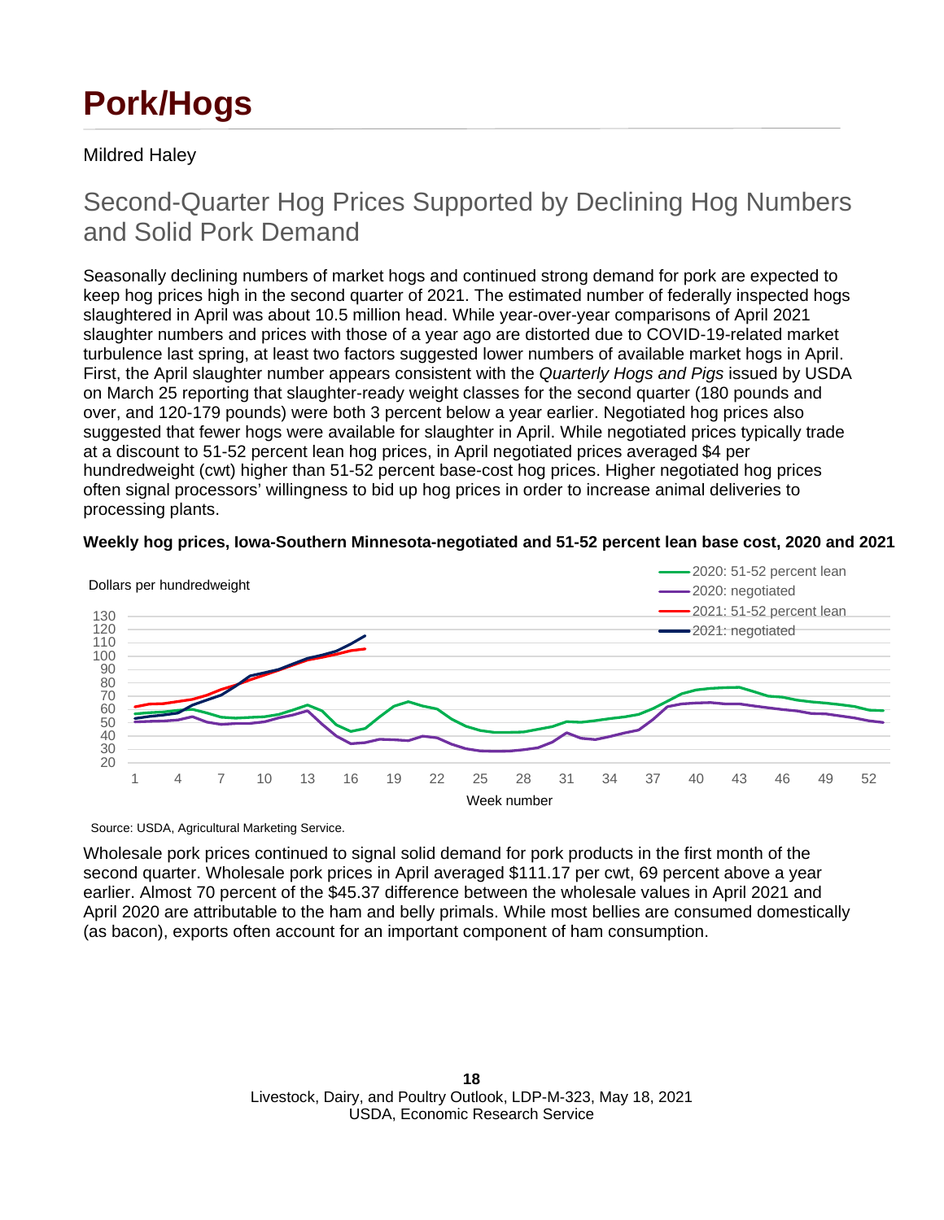# Pork/Hogs

Mildred Haley

## Second-Quarter Hog Prices Supported by Declining Hog Numbers and Solid Pork Demand

Seasonally declining numbers of market hogs and continued strong demand for pork are expected to keep hog prices high in the second quarter of 2021. The estimated number of federally inspected hogs slaughtered in April was about 10.5 million head. While year-over-year comparisons of April 2021 slaughter numbers and prices with those of a year ago are distorted due to COVID-19-related market turbulence last spring, at least two factors suggested lower numbers of available market hogs in April. First, the April slaughter number appears consistent with the *Quarterly Hogs and Pigs* issued by USDA on March 25 reporting that slaughter-ready weight classes for the second quarter (180 pounds and over, and 120-179 pounds) were both 3 percent below a year earlier. Negotiated hog prices also suggested that fewer hogs were available for slaughter in April. While negotiated prices typically trade at a discount to 51-52 percent lean hog prices, in April negotiated prices averaged $4 per hundredweight (cwt) higher than 51-52 percent base-cost hog prices. Higher negotiated hog prices often signal processors' willingness to bid up hog prices in order to increase animal deliveries to processing plants.

**Weekly hog prices, Iowa-Southern Minnesota-negotiated and 51-52 percent lean base cost, 2020 and 2021**

Source: USDA, Agricultural Marketing Service.

Wholesale pork prices continued to signal solid demand for pork products in the first month of the second quarter. Wholesale pork prices in April averaged $111.17 per cwt, 69 percent above a year earlier. Almost 70 percent of the $45.37 difference between the wholesale values in April 2021 and April 2020 are attributable to the ham and belly primals. While most bellies are consumed domestically (as bacon), exports often account for an important component of ham consumption.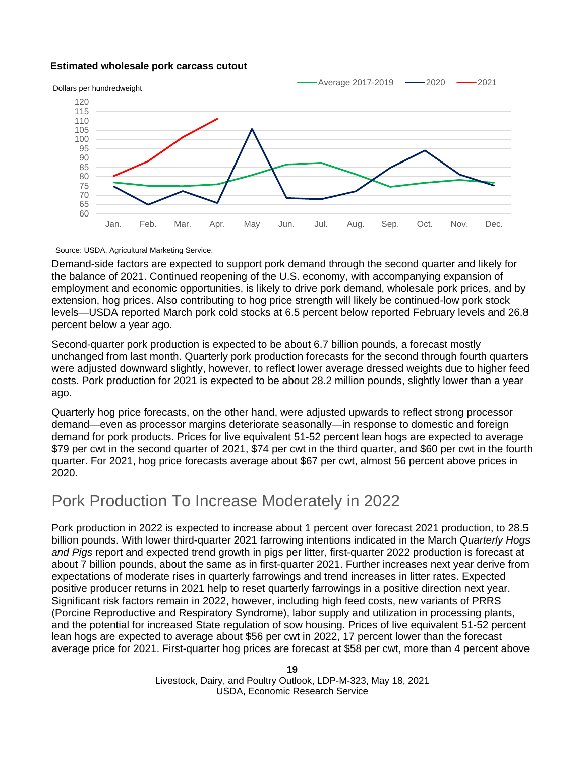**Estimated wholesale pork carcass cutout**

Source: USDA, Agricultural Marketing Service.

Demand-side factors are expected to support pork demand through the second quarter and likely for the balance of 2021. Continued reopening of the U.S. economy, with accompanying expansion of employment and economic opportunities, is likely to drive pork demand, wholesale pork prices, and by extension, hog prices. Also contributing to hog price strength will likely be continued-low pork stock levels—USDA reported March pork cold stocks at 6.5 percent below reported February levels and 26.8 percent below a year ago.

Second-quarter pork production is expected to be about 6.7 billion pounds, a forecast mostly unchanged from last month. Quarterly pork production forecasts for the second through fourth quarters were adjusted downward slightly, however, to reflect lower average dressed weights due to higher feed costs. Pork production for 2021 is expected to be about 28.2 million pounds, slightly lower than a year ago.

Quarterly hog price forecasts, on the other hand, were adjusted upwards to reflect strong processor demand—even as processor margins deteriorate seasonally—in response to domestic and foreign demand for pork products. Prices for live equivalent 51-52 percent lean hogs are expected to average $79 per cwt in the second quarter of 2021, $74 per cwt in the third quarter, and $60 per cwt in the fourth quarter. For 2021, hog price forecasts average about $67 per cwt, almost 56 percent above prices in 2020.

## Pork Production To Increase Moderately in 2022

Pork production in 2022 is expected to increase about 1 percent over forecast 2021 production, to 28.5 billion pounds. With lower third-quarter 2021 farrowing intentions indicated in the March *Quarterly Hogs and Pigs* report and expected trend growth in pigs per litter, first-quarter 2022 production is forecast at about 7 billion pounds, about the same as in first-quarter 2021. Further increases next year derive from expectations of moderate rises in quarterly farrowings and trend increases in litter rates. Expected positive producer returns in 2021 help to reset quarterly farrowings in a positive direction next year. Significant risk factors remain in 2022, however, including high feed costs, new variants of PRRS (Porcine Reproductive and Respiratory Syndrome), labor supply and utilization in processing plants, and the potential for increased State regulation of sow housing. Prices of live equivalent 51-52 percent lean hogs are expected to average about $56 per cwt in 2022, 17 percent lower than the forecast average price for 2021. First-quarter hog prices are forecast at $58 per cwt, more than 4 percent above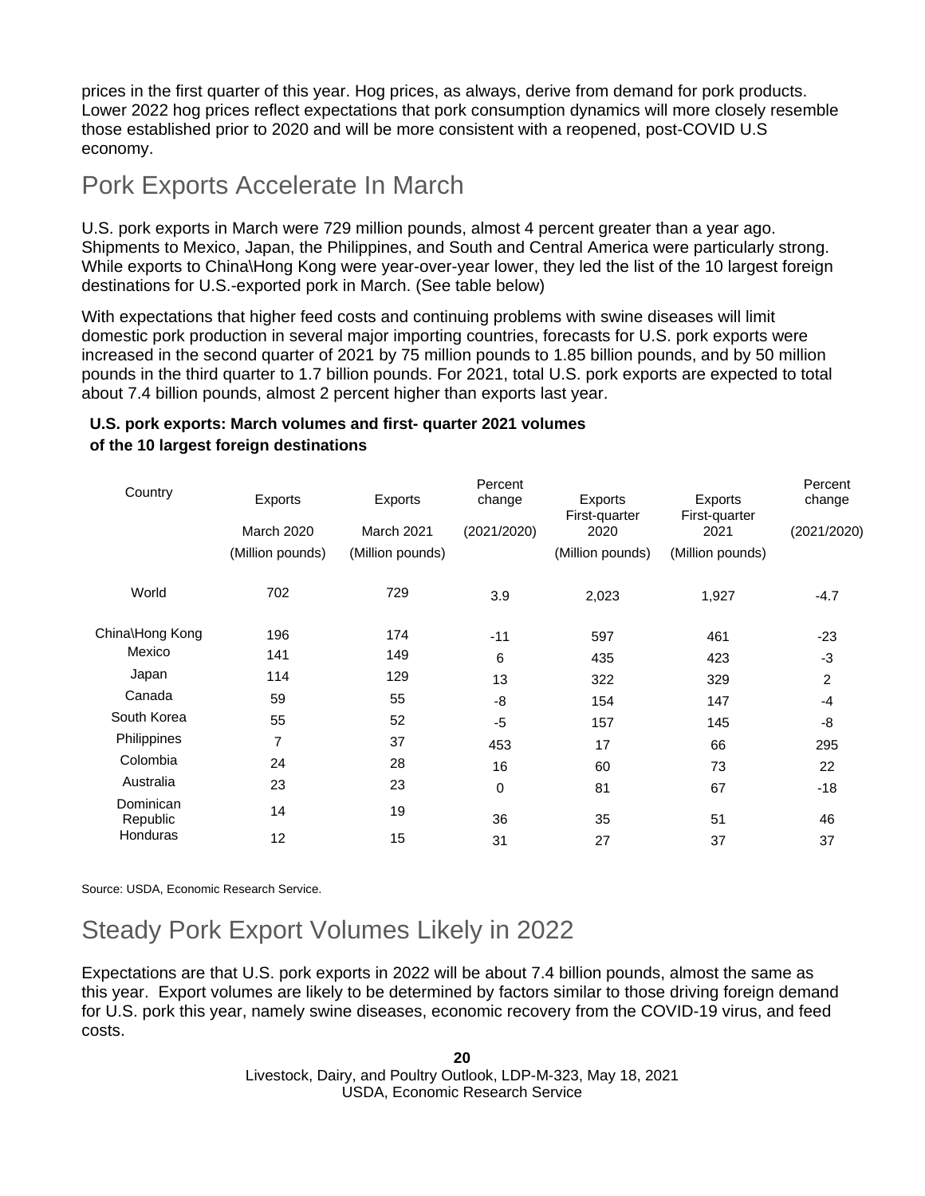prices in the first quarter of this year. Hog prices, as always, derive from demand for pork products. Lower 2022 hog prices reflect expectations that pork consumption dynamics will more closely resemble those established prior to 2020 and will be more consistent with a reopened, post-COVID U.S economy.

## Pork Exports Accelerate In March

U.S. pork exports in March were 729 million pounds, almost 4 percent greater than a year ago. Shipments to Mexico, Japan, the Philippines, and South and Central America were particularly strong. While exports to China\Hong Kong were year-over-year lower, they led the list of the 10 largest foreign destinations for U.S.-exported pork in March. (See table below)

With expectations that higher feed costs and continuing problems with swine diseases will limit domestic pork production in several major importing countries, forecasts for U.S. pork exports were increased in the second quarter of 2021 by 75 million pounds to 1.85 billion pounds, and by 50 million pounds in the third quarter to 1.7 billion pounds. For 2021, total U.S. pork exports are expected to total about 7.4 billion pounds, almost 2 percent higher than exports last year.

**U.S. pork exports: March volumes and first- quarter 2021 volumes of the 10 largest foreign destinations**

| Country | Exports March 2020 (Million pounds) | Exports March 2021 (Million pounds) | Percent change (2021/2020) | Exports First-quarter 2020 (Million pounds) | Exports First-quarter 2021 (Million pounds) | Percent change (2021/2020) |
|---|---|---|---|---|---|---|
| World | 702 | 729 | 3.9 | 2,023 | 1,927 | -4.7 |
| China\Hong Kong | 196 | 174 | -11 | 597 | 461 | -23 |
| Mexico | 141 | 149 | 6 | 435 | 423 | -3 |
| Japan | 114 | 129 | 13 | 322 | 329 | 2 |
| Canada | 59 | 55 | -8 | 154 | 147 | -4 |
| South Korea | 55 | 52 | -5 | 157 | 145 | -8 |
| Philippines | 7 | 37 | 453 | 17 | 66 | 295 |
| Colombia | 24 | 28 | 16 | 60 | 73 | 22 |
| Australia | 23 | 23 | 0 | 81 | 67 | -18 |
| Dominican Republic | 14 | 19 | 36 | 35 | 51 | 46 |
| Honduras | 12 | 15 | 31 | 27 | 37 | 37 |

Source: USDA, Economic Research Service.

## Steady Pork Export Volumes Likely in 2022

Expectations are that U.S. pork exports in 2022 will be about 7.4 billion pounds, almost the same as this year. Export volumes are likely to be determined by factors similar to those driving foreign demand for U.S. pork this year, namely swine diseases, economic recovery from the COVID-19 virus, and feed costs.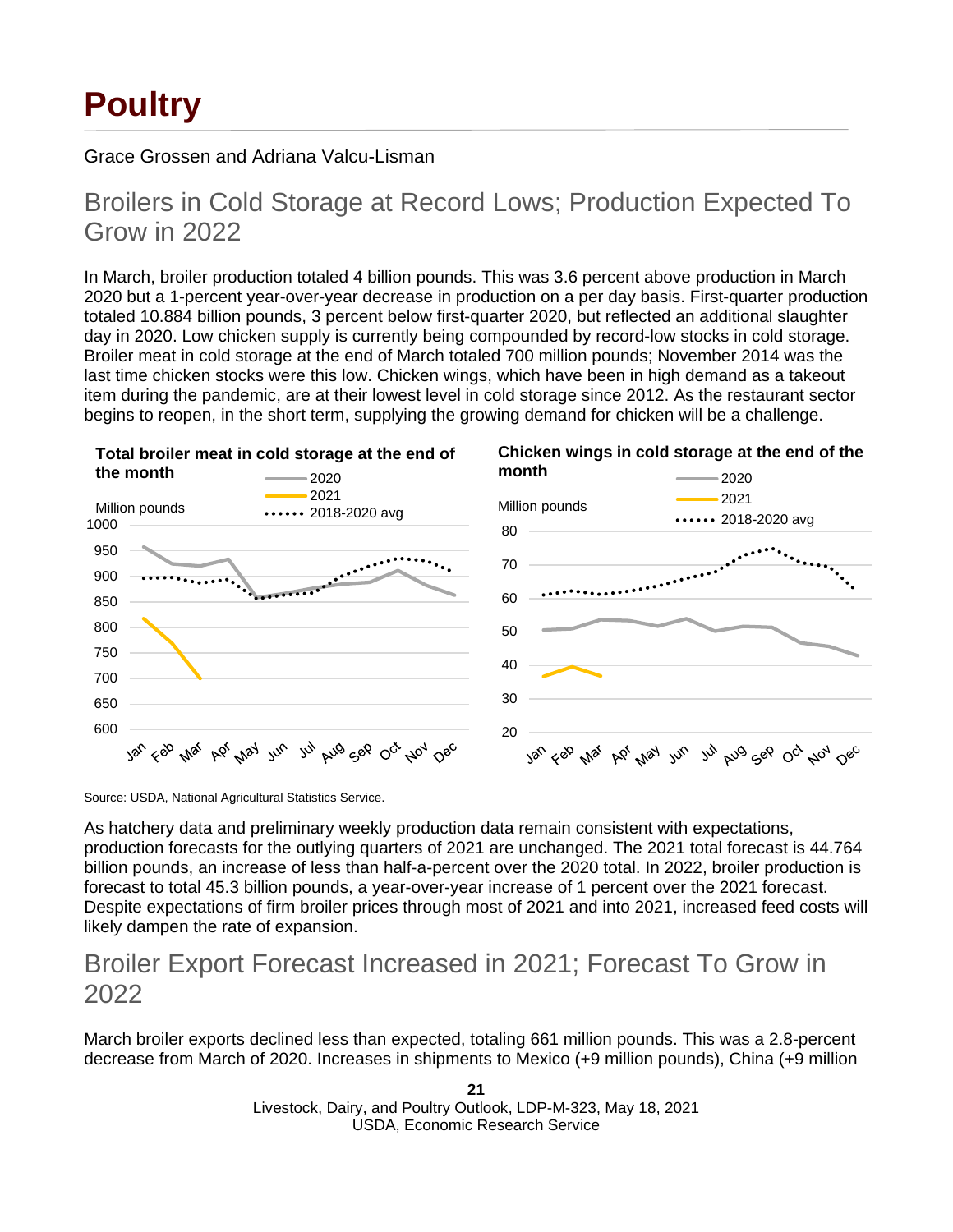# Poultry

Grace Grossen and Adriana Valcu-Lisman

## Broilers in Cold Storage at Record Lows; Production Expected To Grow in 2022

In March, broiler production totaled 4 billion pounds. This was 3.6 percent above production in March 2020 but a 1-percent year-over-year decrease in production on a per day basis. First-quarter production totaled 10.884 billion pounds, 3 percent below first-quarter 2020, but reflected an additional slaughter day in 2020. Low chicken supply is currently being compounded by record-low stocks in cold storage. Broiler meat in cold storage at the end of March totaled 700 million pounds; November 2014 was the last time chicken stocks were this low. Chicken wings, which have been in high demand as a takeout item during the pandemic, are at their lowest level in cold storage since 2012. As the restaurant sector begins to reopen, in the short term, supplying the growing demand for chicken will be a challenge.

**Total broiler meat in cold storage at the end of the month**

**Chicken wings in cold storage at the end of the month**

Source: USDA, National Agricultural Statistics Service.

As hatchery data and preliminary weekly production data remain consistent with expectations, production forecasts for the outlying quarters of 2021 are unchanged. The 2021 total forecast is 44.764 billion pounds, an increase of less than half-a-percent over the 2020 total. In 2022, broiler production is forecast to total 45.3 billion pounds, a year-over-year increase of 1 percent over the 2021 forecast. Despite expectations of firm broiler prices through most of 2021 and into 2021, increased feed costs will likely dampen the rate of expansion.

## Broiler Export Forecast Increased in 2021; Forecast To Grow in 2022

March broiler exports declined less than expected, totaling 661 million pounds. This was a 2.8-percent decrease from March of 2020. Increases in shipments to Mexico (+9 million pounds), China (+9 million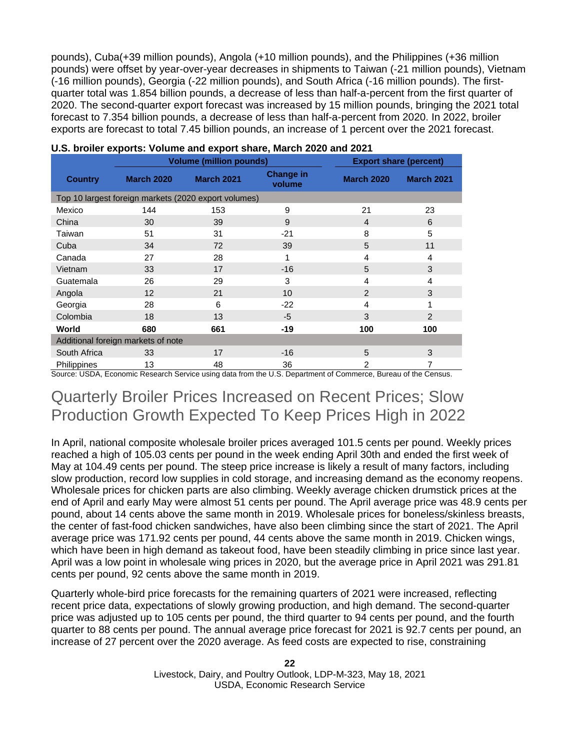pounds), Cuba(+39 million pounds), Angola (+10 million pounds), and the Philippines (+36 million pounds) were offset by year-over-year decreases in shipments to Taiwan (-21 million pounds), Vietnam (-16 million pounds), Georgia (-22 million pounds), and South Africa (-16 million pounds). The first-quarter total was 1.854 billion pounds, a decrease of less than half-a-percent from the first quarter of 2020. The second-quarter export forecast was increased by 15 million pounds, bringing the 2021 total forecast to 7.354 billion pounds, a decrease of less than half-a-percent from 2020. In 2022, broiler exports are forecast to total 7.45 billion pounds, an increase of 1 percent over the 2021 forecast.

**U.S. broiler exports: Volume and export share, March 2020 and 2021**

| | Volume (million pounds) | | | Export share (percent) | |
|---|---|---|---|---|---|
| **Country** | **March 2020** | **March 2021** | **Change in volume** | **March 2020** | **March 2021** |
| Top 10 largest foreign markets (2020 export volumes) | | | | | |
| Mexico | 144 | 153 | 9 | 21 | 23 |
| China | 30 | 39 | 9 | 4 | 6 |
| Taiwan | 51 | 31 | -21 | 8 | 5 |
| Cuba | 34 | 72 | 39 | 5 | 11 |
| Canada | 27 | 28 | 1 | 4 | 4 |
| Vietnam | 33 | 17 | -16 | 5 | 3 |
| Guatemala | 26 | 29 | 3 | 4 | 4 |
| Angola | 12 | 21 | 10 | 2 | 3 |
| Georgia | 28 | 6 | -22 | 4 | 1 |
| Colombia | 18 | 13 | -5 | 3 | 2 |
| **World** | **680** | **661** | **-19** | **100** | **100** |
| Additional foreign markets of note | | | | | |
| South Africa | 33 | 17 | -16 | 5 | 3 |
| Philippines | 13 | 48 | 36 | 2 | 7 |

Source: USDA, Economic Research Service using data from the U.S. Department of Commerce, Bureau of the Census.

## Quarterly Broiler Prices Increased on Recent Prices; Slow Production Growth Expected To Keep Prices High in 2022

In April, national composite wholesale broiler prices averaged 101.5 cents per pound. Weekly prices reached a high of 105.03 cents per pound in the week ending April 30th and ended the first week of May at 104.49 cents per pound. The steep price increase is likely a result of many factors, including slow production, record low supplies in cold storage, and increasing demand as the economy reopens. Wholesale prices for chicken parts are also climbing. Weekly average chicken drumstick prices at the end of April and early May were almost 51 cents per pound. The April average price was 48.9 cents per pound, about 14 cents above the same month in 2019. Wholesale prices for boneless/skinless breasts, the center of fast-food chicken sandwiches, have also been climbing since the start of 2021. The April average price was 171.92 cents per pound, 44 cents above the same month in 2019. Chicken wings, which have been in high demand as takeout food, have been steadily climbing in price since last year. April was a low point in wholesale wing prices in 2020, but the average price in April 2021 was 291.81 cents per pound, 92 cents above the same month in 2019.

Quarterly whole-bird price forecasts for the remaining quarters of 2021 were increased, reflecting recent price data, expectations of slowly growing production, and high demand. The second-quarter price was adjusted up to 105 cents per pound, the third quarter to 94 cents per pound, and the fourth quarter to 88 cents per pound. The annual average price forecast for 2021 is 92.7 cents per pound, an increase of 27 percent over the 2020 average. As feed costs are expected to rise, constraining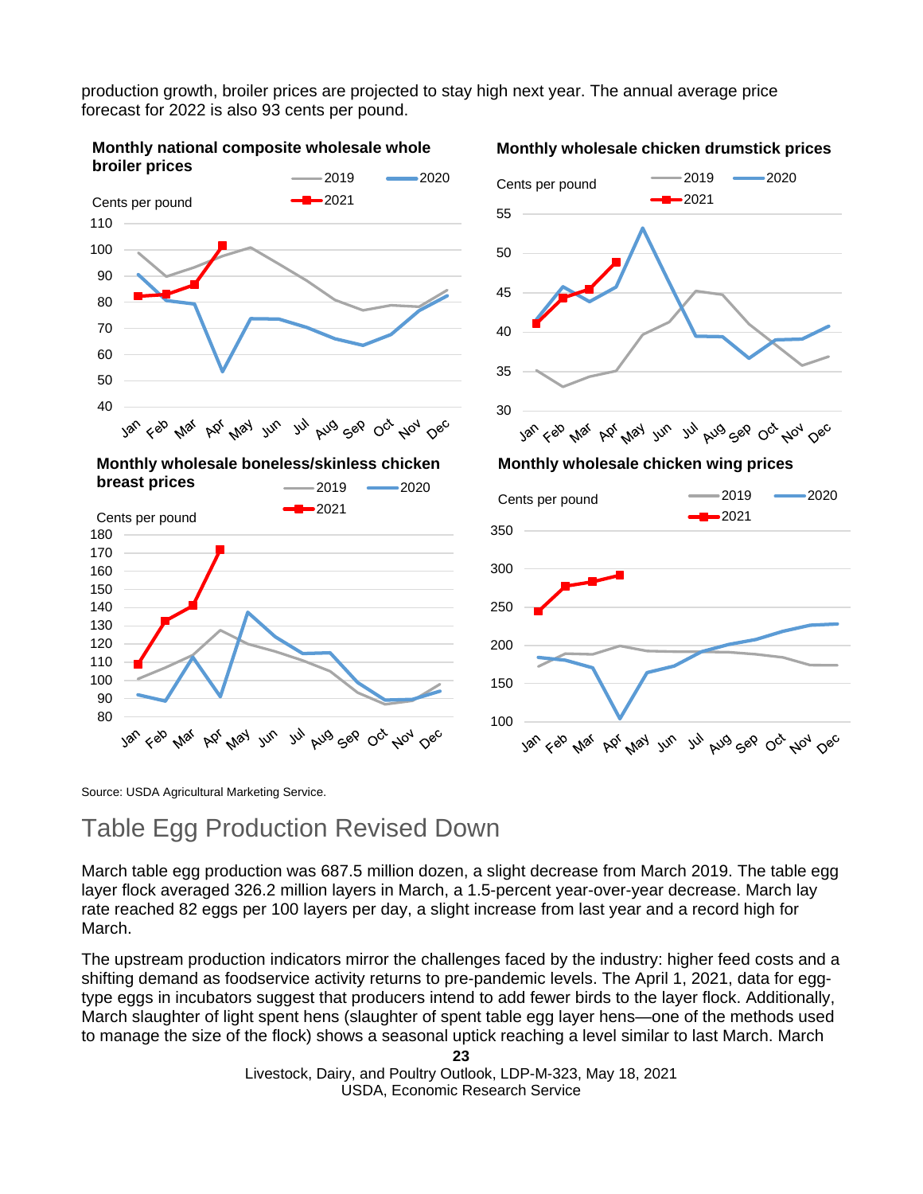production growth, broiler prices are projected to stay high next year. The annual average price forecast for 2022 is also 93 cents per pound.

**Monthly national composite wholesale whole broiler prices**

Cents per pound

2019 | 2020 | 2021

**Monthly wholesale chicken drumstick prices**

Cents per pound

2019 | 2020 | 2021

**Monthly wholesale boneless/skinless chicken breast prices**

Cents per pound

2019 | 2020 | 2021

**Monthly wholesale chicken wing prices**

Cents per pound

2019 | 2020 | 2021

Source: USDA Agricultural Marketing Service.

## Table Egg Production Revised Down

March table egg production was 687.5 million dozen, a slight decrease from March 2019. The table egg layer flock averaged 326.2 million layers in March, a 1.5-percent year-over-year decrease. March lay rate reached 82 eggs per 100 layers per day, a slight increase from last year and a record high for March.

The upstream production indicators mirror the challenges faced by the industry: higher feed costs and a shifting demand as foodservice activity returns to pre-pandemic levels. The April 1, 2021, data for egg-type eggs in incubators suggest that producers intend to add fewer birds to the layer flock. Additionally, March slaughter of light spent hens (slaughter of spent table egg layer hens—one of the methods used to manage the size of the flock) shows a seasonal uptick reaching a level similar to last March. March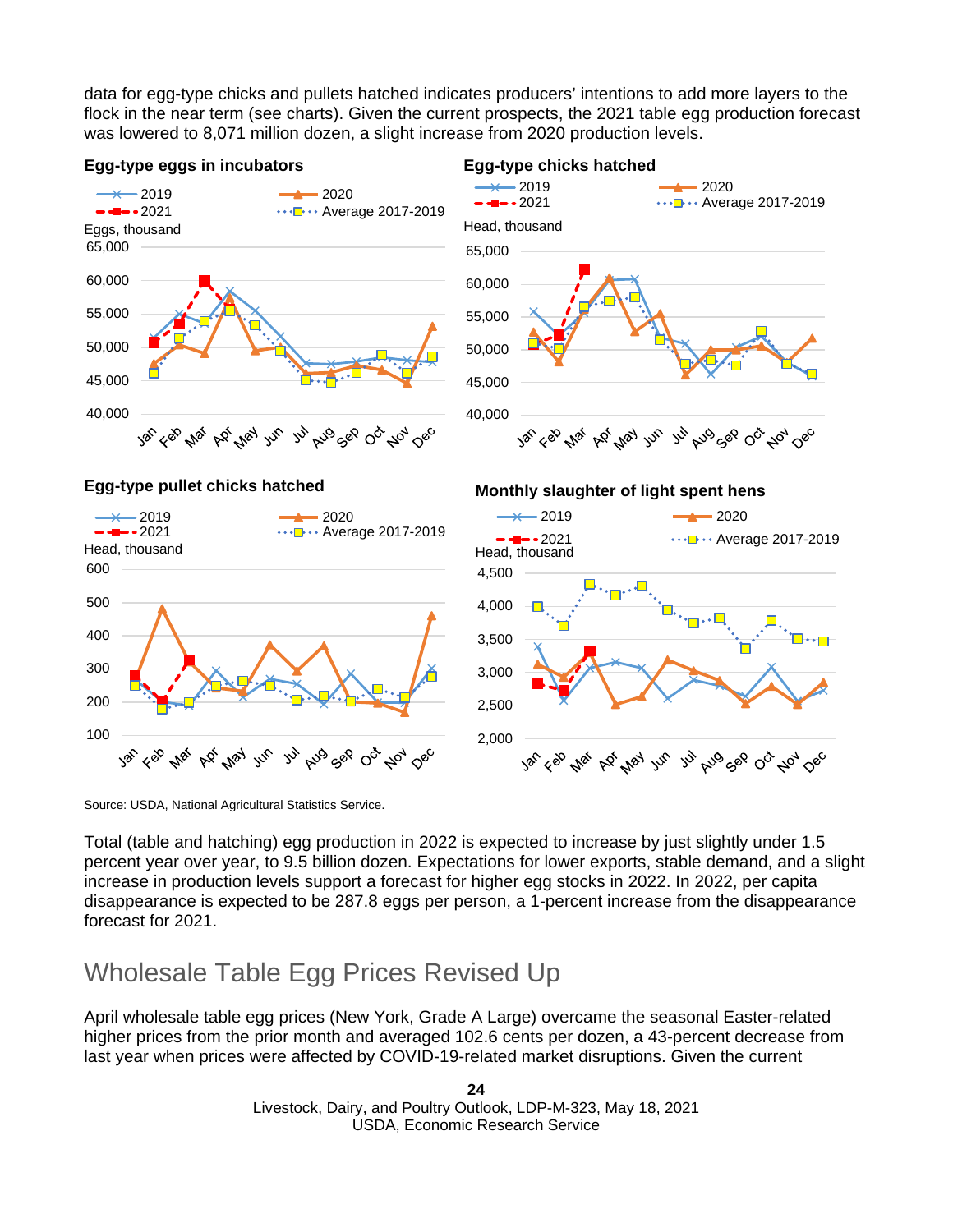data for egg-type chicks and pullets hatched indicates producers' intentions to add more layers to the flock in the near term (see charts). Given the current prospects, the 2021 table egg production forecast was lowered to 8,071 million dozen, a slight increase from 2020 production levels.

**Egg-type eggs in incubators**

**Egg-type chicks hatched**

**Egg-type pullet chicks hatched**

**Monthly slaughter of light spent hens**

Source: USDA, National Agricultural Statistics Service.

Total (table and hatching) egg production in 2022 is expected to increase by just slightly under 1.5 percent year over year, to 9.5 billion dozen. Expectations for lower exports, stable demand, and a slight increase in production levels support a forecast for higher egg stocks in 2022. In 2022, per capita disappearance is expected to be 287.8 eggs per person, a 1-percent increase from the disappearance forecast for 2021.

## Wholesale Table Egg Prices Revised Up

April wholesale table egg prices (New York, Grade A Large) overcame the seasonal Easter-related higher prices from the prior month and averaged 102.6 cents per dozen, a 43-percent decrease from last year when prices were affected by COVID-19-related market disruptions. Given the current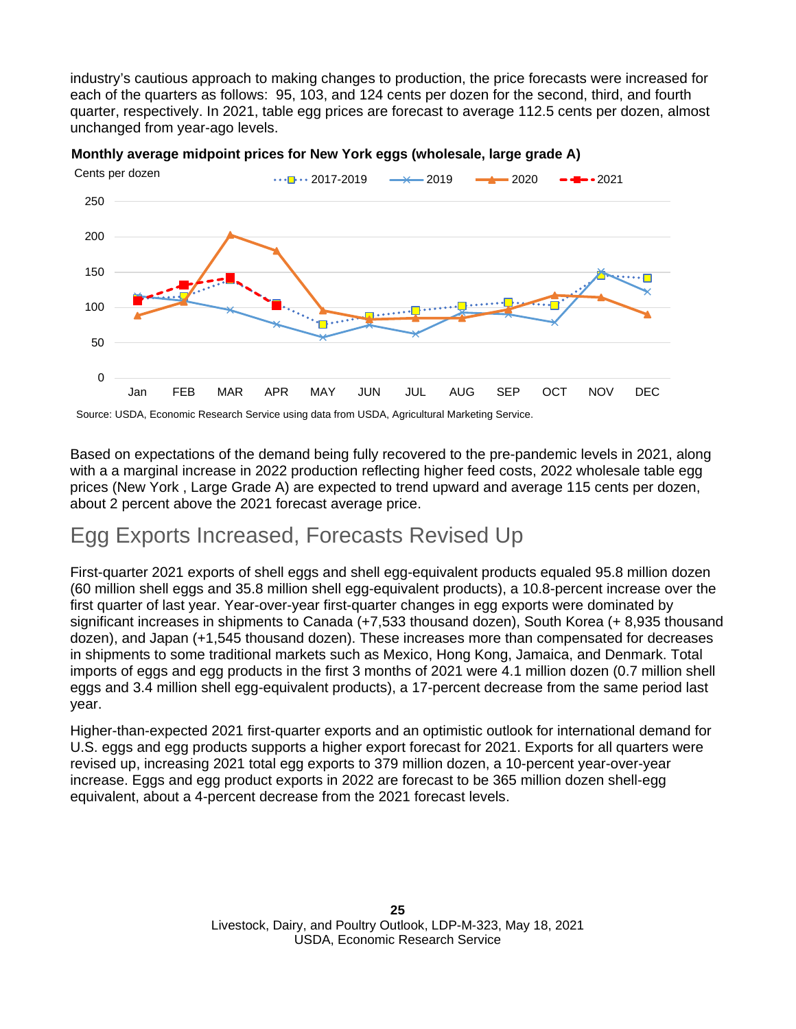industry's cautious approach to making changes to production, the price forecasts were increased for each of the quarters as follows: 95, 103, and 124 cents per dozen for the second, third, and fourth quarter, respectively. In 2021, table egg prices are forecast to average 112.5 cents per dozen, almost unchanged from year-ago levels.

**Monthly average midpoint prices for New York eggs (wholesale, large grade A)**

Source: USDA, Economic Research Service using data from USDA, Agricultural Marketing Service.

Based on expectations of the demand being fully recovered to the pre-pandemic levels in 2021, along with a a marginal increase in 2022 production reflecting higher feed costs, 2022 wholesale table egg prices (New York , Large Grade A) are expected to trend upward and average 115 cents per dozen, about 2 percent above the 2021 forecast average price.

## Egg Exports Increased, Forecasts Revised Up

First-quarter 2021 exports of shell eggs and shell egg-equivalent products equaled 95.8 million dozen (60 million shell eggs and 35.8 million shell egg-equivalent products), a 10.8-percent increase over the first quarter of last year. Year-over-year first-quarter changes in egg exports were dominated by significant increases in shipments to Canada (+7,533 thousand dozen), South Korea (+ 8,935 thousand dozen), and Japan (+1,545 thousand dozen). These increases more than compensated for decreases in shipments to some traditional markets such as Mexico, Hong Kong, Jamaica, and Denmark. Total imports of eggs and egg products in the first 3 months of 2021 were 4.1 million dozen (0.7 million shell eggs and 3.4 million shell egg-equivalent products), a 17-percent decrease from the same period last year.

Higher-than-expected 2021 first-quarter exports and an optimistic outlook for international demand for U.S. eggs and egg products supports a higher export forecast for 2021. Exports for all quarters were revised up, increasing 2021 total egg exports to 379 million dozen, a 10-percent year-over-year increase. Eggs and egg product exports in 2022 are forecast to be 365 million dozen shell-egg equivalent, about a 4-percent decrease from the 2021 forecast levels.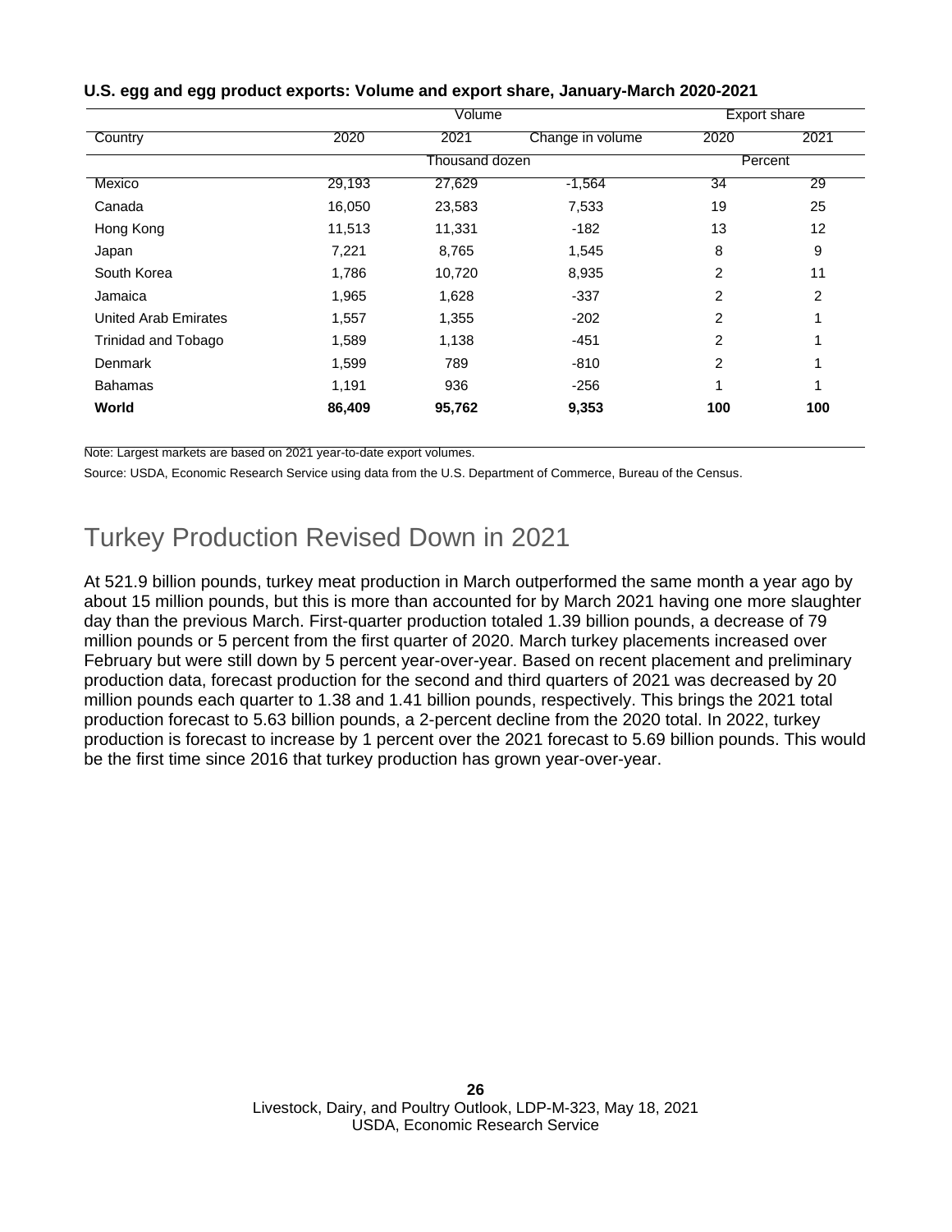**U.S. egg and egg product exports: Volume and export share, January-March 2020-2021**

| Country | Volume | | | Export share | |
|---|---|---|---|---|---|
| | 2020 | 2021 | Change in volume | 2020 | 2021 |
| | Thousand dozen | | | Percent | |
| Mexico | 29,193 | 27,629 | -1,564 | 34 | 29 |
| Canada | 16,050 | 23,583 | 7,533 | 19 | 25 |
| Hong Kong | 11,513 | 11,331 | -182 | 13 | 12 |
| Japan | 7,221 | 8,765 | 1,545 | 8 | 9 |
| South Korea | 1,786 | 10,720 | 8,935 | 2 | 11 |
| Jamaica | 1,965 | 1,628 | -337 | 2 | 2 |
| United Arab Emirates | 1,557 | 1,355 | -202 | 2 | 1 |
| Trinidad and Tobago | 1,589 | 1,138 | -451 | 2 | 1 |
| Denmark | 1,599 | 789 | -810 | 2 | 1 |
| Bahamas | 1,191 | 936 | -256 | 1 | 1 |
| **World** | **86,409** | **95,762** | **9,353** | **100** | **100** |

Note: Largest markets are based on 2021 year-to-date export volumes.

Source: USDA, Economic Research Service using data from the U.S. Department of Commerce, Bureau of the Census.

## Turkey Production Revised Down in 2021

At 521.9 billion pounds, turkey meat production in March outperformed the same month a year ago by about 15 million pounds, but this is more than accounted for by March 2021 having one more slaughter day than the previous March. First-quarter production totaled 1.39 billion pounds, a decrease of 79 million pounds or 5 percent from the first quarter of 2020. March turkey placements increased over February but were still down by 5 percent year-over-year. Based on recent placement and preliminary production data, forecast production for the second and third quarters of 2021 was decreased by 20 million pounds each quarter to 1.38 and 1.41 billion pounds, respectively. This brings the 2021 total production forecast to 5.63 billion pounds, a 2-percent decline from the 2020 total. In 2022, turkey production is forecast to increase by 1 percent over the 2021 forecast to 5.69 billion pounds. This would be the first time since 2016 that turkey production has grown year-over-year.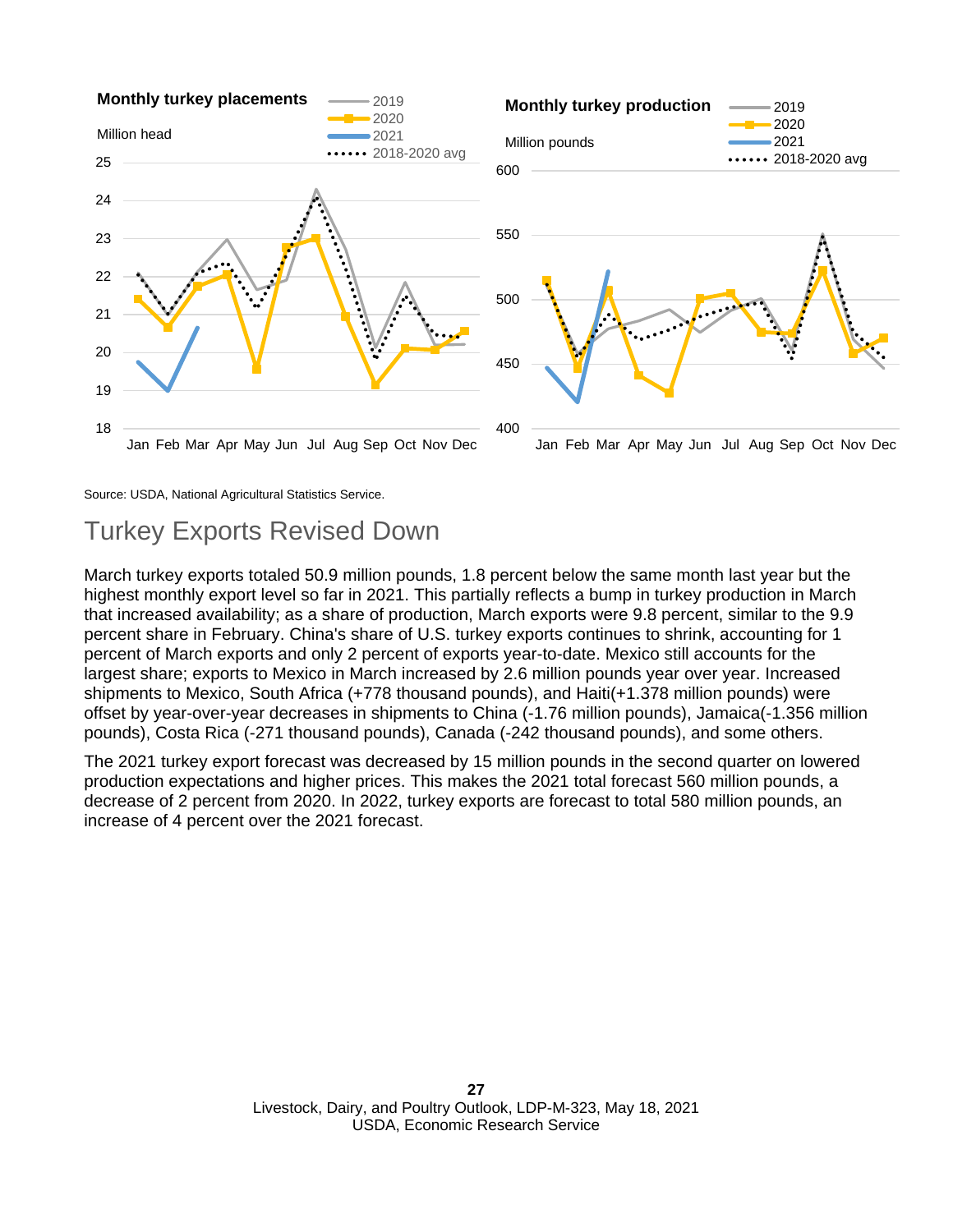**Monthly turkey placements**

Million head

**Monthly turkey production**

Million pounds

Source: USDA, National Agricultural Statistics Service.

## Turkey Exports Revised Down

March turkey exports totaled 50.9 million pounds, 1.8 percent below the same month last year but the highest monthly export level so far in 2021. This partially reflects a bump in turkey production in March that increased availability; as a share of production, March exports were 9.8 percent, similar to the 9.9 percent share in February. China's share of U.S. turkey exports continues to shrink, accounting for 1 percent of March exports and only 2 percent of exports year-to-date. Mexico still accounts for the largest share; exports to Mexico in March increased by 2.6 million pounds year over year. Increased shipments to Mexico, South Africa (+778 thousand pounds), and Haiti(+1.378 million pounds) were offset by year-over-year decreases in shipments to China (-1.76 million pounds), Jamaica(-1.356 million pounds), Costa Rica (-271 thousand pounds), Canada (-242 thousand pounds), and some others.

The 2021 turkey export forecast was decreased by 15 million pounds in the second quarter on lowered production expectations and higher prices. This makes the 2021 total forecast 560 million pounds, a decrease of 2 percent from 2020. In 2022, turkey exports are forecast to total 580 million pounds, an increase of 4 percent over the 2021 forecast.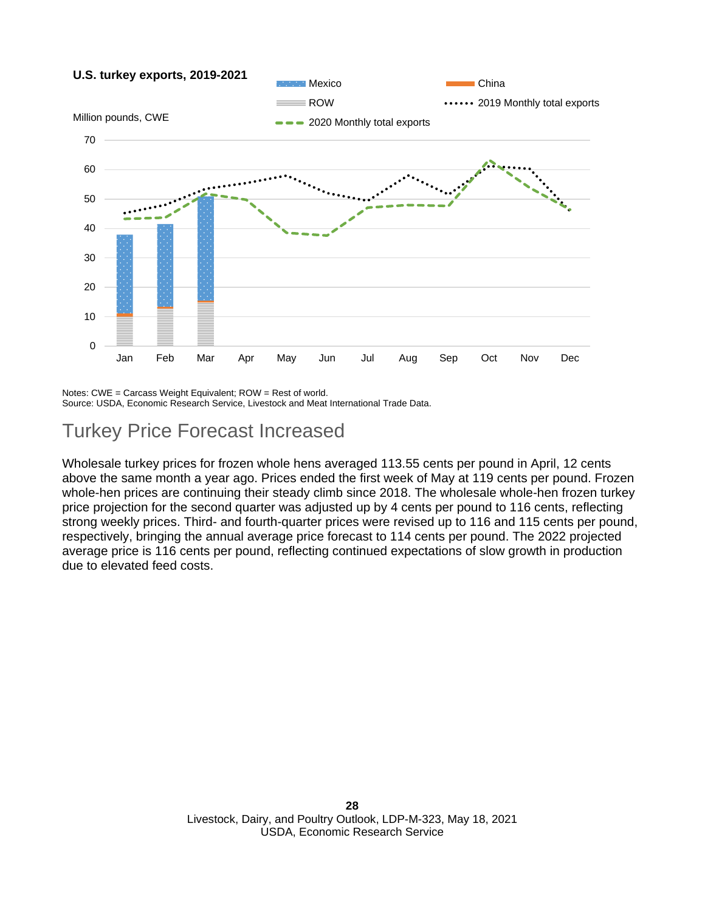**U.S. turkey exports, 2019-2021**

Million pounds, CWE

Notes: CWE = Carcass Weight Equivalent; ROW = Rest of world.
Source: USDA, Economic Research Service, Livestock and Meat International Trade Data.

## Turkey Price Forecast Increased

Wholesale turkey prices for frozen whole hens averaged 113.55 cents per pound in April, 12 cents above the same month a year ago. Prices ended the first week of May at 119 cents per pound. Frozen whole-hen prices are continuing their steady climb since 2018. The wholesale whole-hen frozen turkey price projection for the second quarter was adjusted up by 4 cents per pound to 116 cents, reflecting strong weekly prices. Third- and fourth-quarter prices were revised up to 116 and 115 cents per pound, respectively, bringing the annual average price forecast to 114 cents per pound. The 2022 projected average price is 116 cents per pound, reflecting continued expectations of slow growth in production due to elevated feed costs.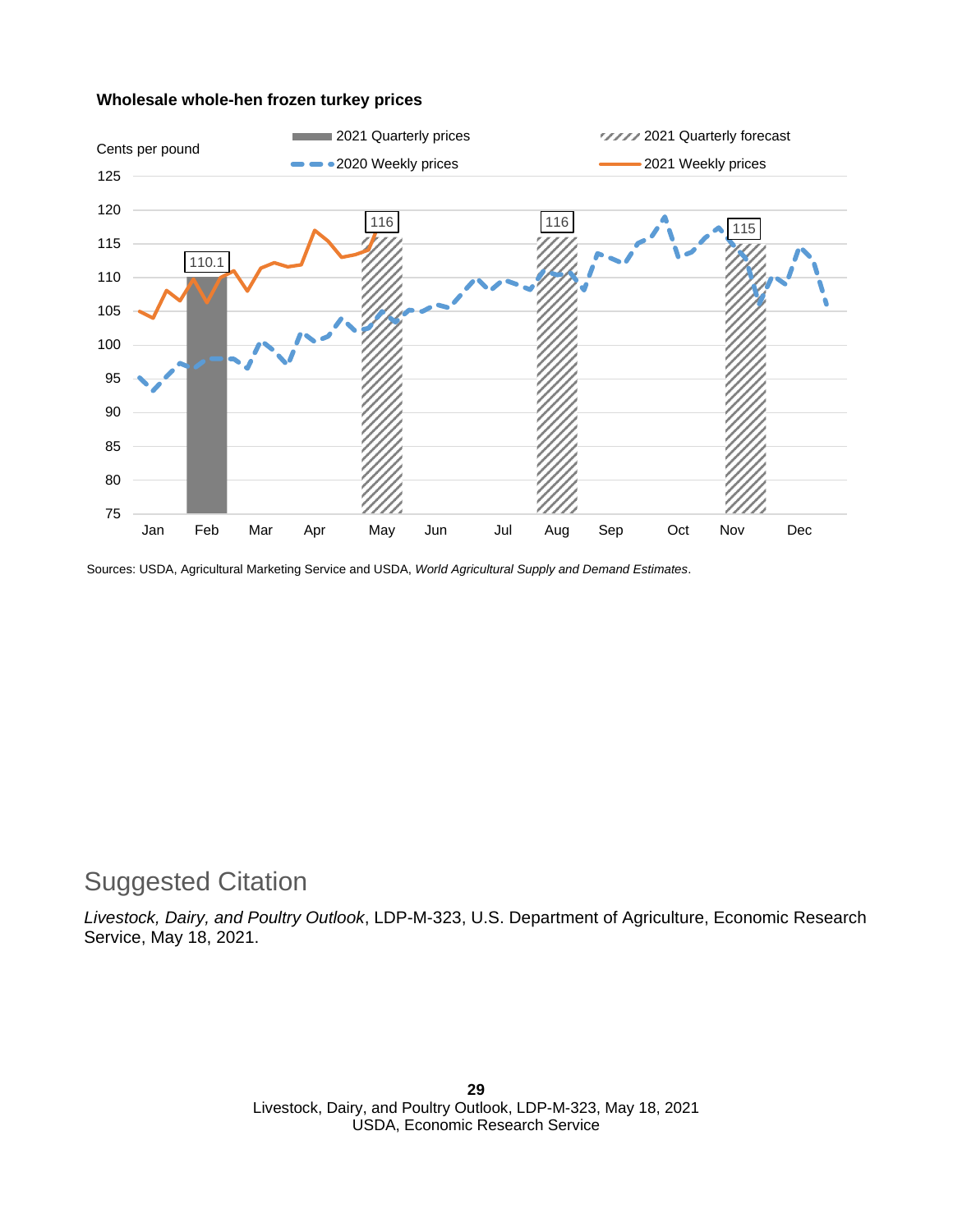**Wholesale whole-hen frozen turkey prices**

Cents per pound

2021 Quarterly prices | 2021 Quarterly forecast | 2020 Weekly prices | 2021 Weekly prices

110.1 | 116 | 116 | 115

125, 120, 115, 110, 105, 100, 95, 90, 85, 80, 75

Jan Feb Mar Apr May Jun Jul Aug Sep Oct Nov Dec

Sources: USDA, Agricultural Marketing Service and USDA, *World Agricultural Supply and Demand Estimates*.

## Suggested Citation

*Livestock, Dairy, and Poultry Outlook*, LDP-M-323, U.S. Department of Agriculture, Economic Research Service, May 18, 2021.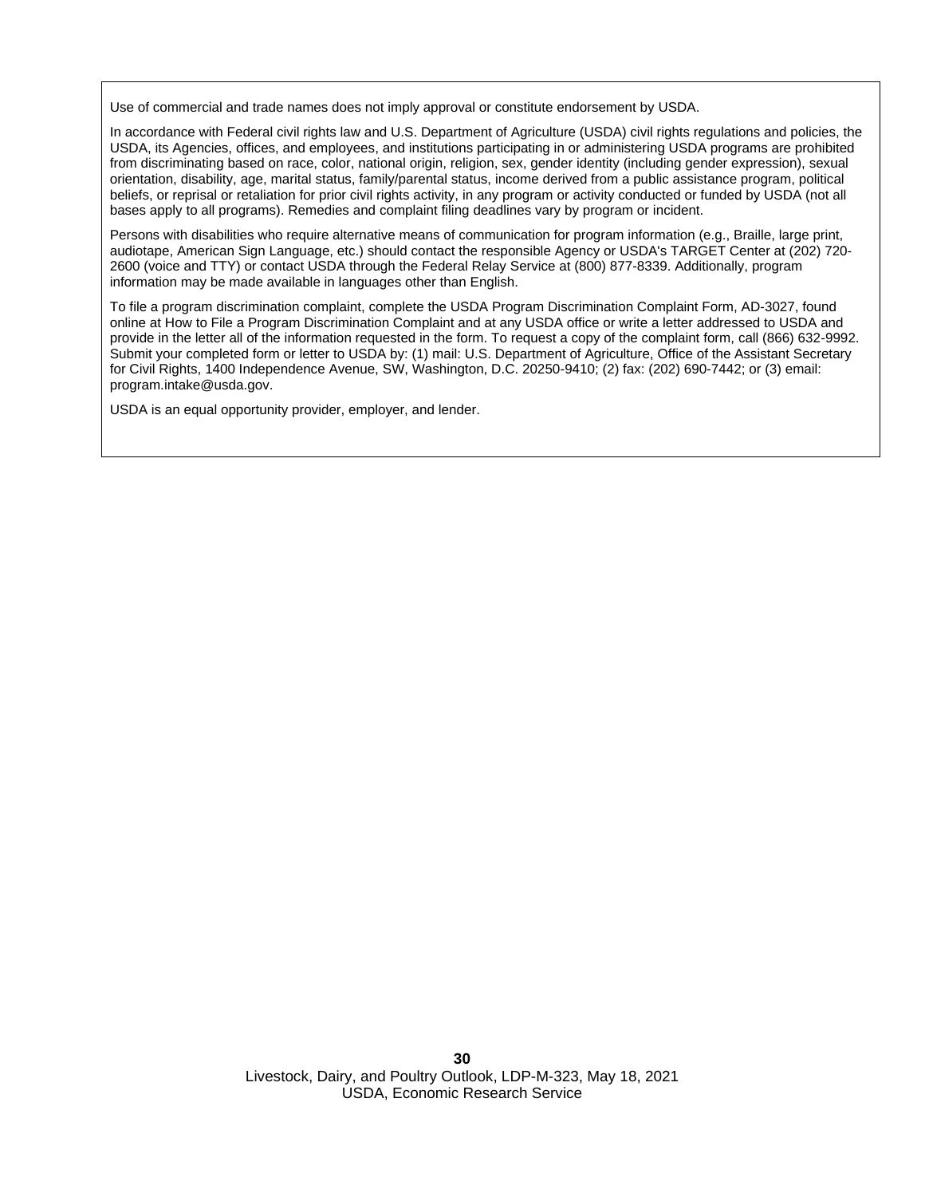Use of commercial and trade names does not imply approval or constitute endorsement by USDA.

In accordance with Federal civil rights law and U.S. Department of Agriculture (USDA) civil rights regulations and policies, the USDA, its Agencies, offices, and employees, and institutions participating in or administering USDA programs are prohibited from discriminating based on race, color, national origin, religion, sex, gender identity (including gender expression), sexual orientation, disability, age, marital status, family/parental status, income derived from a public assistance program, political beliefs, or reprisal or retaliation for prior civil rights activity, in any program or activity conducted or funded by USDA (not all bases apply to all programs). Remedies and complaint filing deadlines vary by program or incident.

Persons with disabilities who require alternative means of communication for program information (e.g., Braille, large print, audiotape, American Sign Language, etc.) should contact the responsible Agency or USDA's TARGET Center at (202) 720-2600 (voice and TTY) or contact USDA through the Federal Relay Service at (800) 877-8339. Additionally, program information may be made available in languages other than English.

To file a program discrimination complaint, complete the USDA Program Discrimination Complaint Form, AD-3027, found online at How to File a Program Discrimination Complaint and at any USDA office or write a letter addressed to USDA and provide in the letter all of the information requested in the form. To request a copy of the complaint form, call (866) 632-9992. Submit your completed form or letter to USDA by: (1) mail: U.S. Department of Agriculture, Office of the Assistant Secretary for Civil Rights, 1400 Independence Avenue, SW, Washington, D.C. 20250-9410; (2) fax: (202) 690-7442; or (3) email: program.intake@usda.gov.

USDA is an equal opportunity provider, employer, and lender.